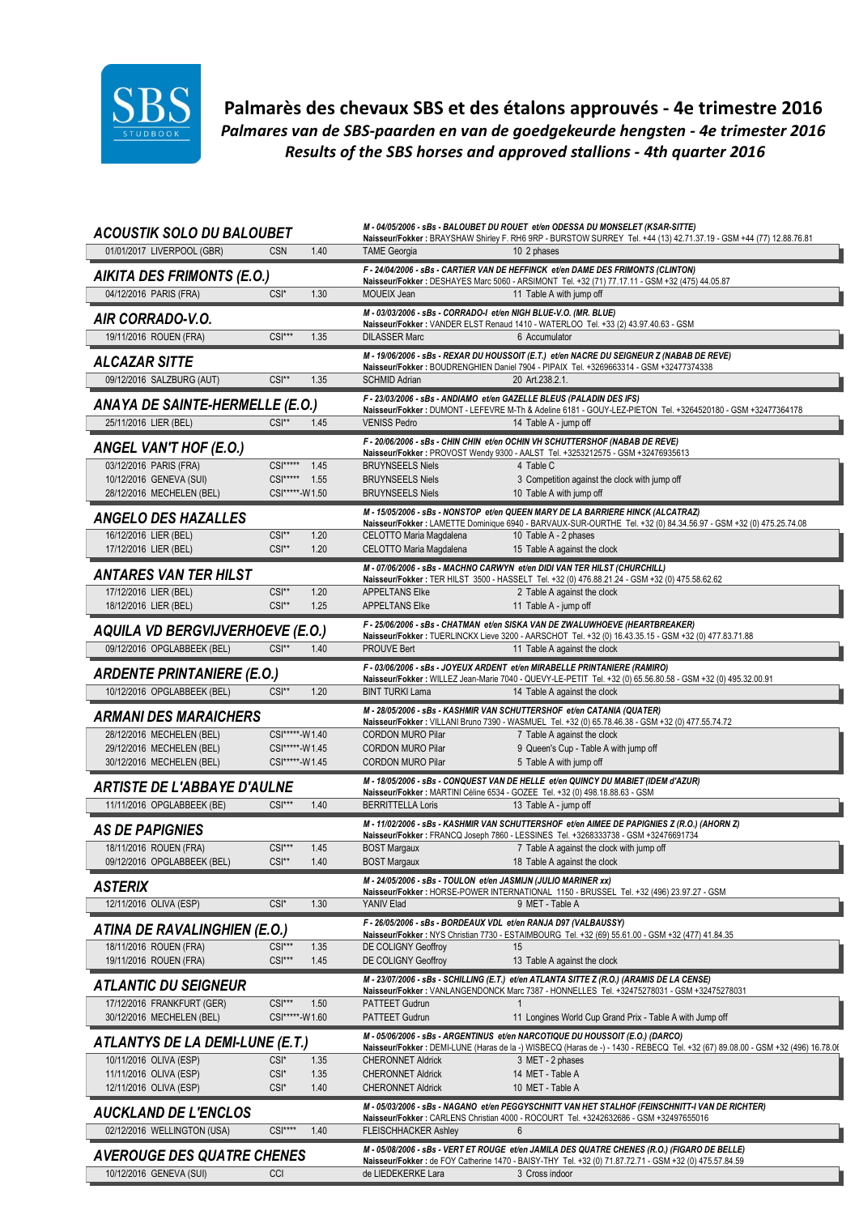# Palmarès des chevaux SBS et des étalons approuvés - 4e trimestre 2016

*Palmares van de SBS-paarden en van de goedgekeurde hengsten - 4e trimester 2016*

*Results of the SBS horses and approved stallions - 4th quarter 2016*

### ACOUSTIK SOLO DU BALOUBET

***M - 04/05/2006 - sBs - BALOUBET DU ROUET et/en ODESSA DU MONSELET (KSAR-SITTE)***
**Naisseur/Fokker :** BRAYSHAW Shirley F. RH6 9RP - BURSTOW SURREY Tel. +44 (13) 42.71.37.19 - GSM +44 (77) 12.88.76.81

| | | | | |
|---|---|---|---|---|
| 01/01/2017 LIVERPOOL (GBR) | CSN | 1.40 | TAME Georgia | 10 2 phases |

### AIKITA DES FRIMONTS (E.O.)

***F - 24/04/2006 - sBs - CARTIER VAN DE HEFFINCK et/en DAME DES FRIMONTS (CLINTON)***
**Naisseur/Fokker :** DESHAYES Marc 5060 - ARSIMONT Tel. +32 (71) 77.17.11 - GSM +32 (475) 44.05.87

| | | | | |
|---|---|---|---|---|
| 04/12/2016 PARIS (FRA) | CSI* | 1.30 | MOUEIX Jean | 11 Table A with jump off |

### AIR CORRADO-V.O.

***M - 03/03/2006 - sBs - CORRADO-I et/en NIGH BLUE-V.O. (MR. BLUE)***
**Naisseur/Fokker :** VANDER ELST Renaud 1410 - WATERLOO Tel. +33 (2) 43.97.40.63 - GSM

| | | | | |
|---|---|---|---|---|
| 19/11/2016 ROUEN (FRA) | CSI*** | 1.35 | DILASSER Marc | 6 Accumulator |

### ALCAZAR SITTE

***M - 19/06/2006 - sBs - REXAR DU HOUSSOIT (E.T.) et/en NACRE DU SEIGNEUR Z (NABAB DE REVE)***
**Naisseur/Fokker :** BOUDRENGHIEN Daniel 7904 - PIPAIX Tel. +3269663314 - GSM +32477374338

| | | | | |
|---|---|---|---|---|
| 09/12/2016 SALZBURG (AUT) | CSI** | 1.35 | SCHMID Adrian | 20 Art.238.2.1. |

### ANAYA DE SAINTE-HERMELLE (E.O.)

***F - 23/03/2006 - sBs - ANDIAMO et/en GAZELLE BLEUS (PALADIN DES IFS)***
**Naisseur/Fokker :** DUMONT - LEFEVRE M-Th & Adeline 6181 - GOUY-LEZ-PIETON Tel. +3264520180 - GSM +32477364178

| | | | | |
|---|---|---|---|---|
| 25/11/2016 LIER (BEL) | CSI** | 1.45 | VENISS Pedro | 14 Table A - jump off |

### ANGEL VAN'T HOF (E.O.)

***F - 20/06/2006 - sBs - CHIN CHIN et/en OCHIN VH SCHUTTERSHOF (NABAB DE REVE)***
**Naisseur/Fokker :** PROVOST Wendy 9300 - AALST Tel. +3253212575 - GSM +32476935613

| | | | | |
|---|---|---|---|---|
| 03/12/2016 PARIS (FRA) | CSI***** | 1.45 | BRUYNSEELS Niels | 4 Table C |
| 10/12/2016 GENEVA (SUI) | CSI***** | 1.55 | BRUYNSEELS Niels | 3 Competition against the clock with jump off |
| 28/12/2016 MECHELEN (BEL) | CSI*****-W | 1.50 | BRUYNSEELS Niels | 10 Table A with jump off |

### ANGELO DES HAZALLES

***M - 15/05/2006 - sBs - NONSTOP et/en QUEEN MARY DE LA BARRIERE HINCK (ALCATRAZ)***
**Naisseur/Fokker :** LAMETTE Dominique 6940 - BARVAUX-SUR-OURTHE Tel. +32 (0) 84.34.56.97 - GSM +32 (0) 475.25.74.08

| | | | | |
|---|---|---|---|---|
| 16/12/2016 LIER (BEL) | CSI** | 1.20 | CELOTTO Maria Magdalena | 10 Table A - 2 phases |
| 17/12/2016 LIER (BEL) | CSI** | 1.20 | CELOTTO Maria Magdalena | 15 Table A against the clock |

### ANTARES VAN TER HILST

***M - 07/06/2006 - sBs - MACHNO CARWYN et/en DIDI VAN TER HILST (CHURCHILL)***
**Naisseur/Fokker :** TER HILST 3500 - HASSELT Tel. +32 (0) 476.88.21.24 - GSM +32 (0) 475.58.62.62

| | | | | |
|---|---|---|---|---|
| 17/12/2016 LIER (BEL) | CSI** | 1.20 | APPELTANS Elke | 2 Table A against the clock |
| 18/12/2016 LIER (BEL) | CSI** | 1.25 | APPELTANS Elke | 11 Table A - jump off |

### AQUILA VD BERGVIJVERHOEVE (E.O.)

***F - 25/06/2006 - sBs - CHATMAN et/en SISKA VAN DE ZWALUWHOEVE (HEARTBREAKER)***
**Naisseur/Fokker :** TUERLINCKX Lieve 3200 - AARSCHOT Tel. +32 (0) 16.43.35.15 - GSM +32 (0) 477.83.71.88

| | | | | |
|---|---|---|---|---|
| 09/12/2016 OPGLABBEEK (BEL) | CSI** | 1.40 | PROUVE Bert | 11 Table A against the clock |

### ARDENTE PRINTANIERE (E.O.)

***F - 03/06/2006 - sBs - JOYEUX ARDENT et/en MIRABELLE PRINTANIERE (RAMIRO)***
**Naisseur/Fokker :** WILLEZ Jean-Marie 7040 - QUEVY-LE-PETIT Tel. +32 (0) 65.56.80.58 - GSM +32 (0) 495.32.00.91

| | | | | |
|---|---|---|---|---|
| 10/12/2016 OPGLABBEEK (BEL) | CSI** | 1.20 | BINT TURKI Lama | 14 Table A against the clock |

### ARMANI DES MARAICHERS

***M - 28/05/2006 - sBs - KASHMIR VAN SCHUTTERSHOF et/en CATANIA (QUATER)***
**Naisseur/Fokker :** VILLANI Bruno 7390 - WASMUEL Tel. +32 (0) 65.78.46.38 - GSM +32 (0) 477.55.74.72

| | | | | |
|---|---|---|---|---|
| 28/12/2016 MECHELEN (BEL) | CSI*****-W | 1.40 | CORDON MURO Pilar | 7 Table A against the clock |
| 29/12/2016 MECHELEN (BEL) | CSI*****-W | 1.45 | CORDON MURO Pilar | 9 Queen's Cup - Table A with jump off |
| 30/12/2016 MECHELEN (BEL) | CSI*****-W | 1.45 | CORDON MURO Pilar | 5 Table A with jump off |

### ARTISTE DE L'ABBAYE D'AULNE

***M - 18/05/2006 - sBs - CONQUEST VAN DE HELLE et/en QUINCY DU MABIET (IDEM d'AZUR)***
**Naisseur/Fokker :** MARTINI Céline 6534 - GOZEE Tel. +32 (0) 498.18.88.63 - GSM

| | | | | |
|---|---|---|---|---|
| 11/11/2016 OPGLABBEEK (BE) | CSI*** | 1.40 | BERRITTELLA Loris | 13 Table A - jump off |

### AS DE PAPIGNIES

***M - 11/02/2006 - sBs - KASHMIR VAN SCHUTTERSHOF et/en AIMEE DE PAPIGNIES Z (R.O.) (AHORN Z)***
**Naisseur/Fokker :** FRANCQ Joseph 7860 - LESSINES Tel. +3268333738 - GSM +32476691734

| | | | | |
|---|---|---|---|---|
| 18/11/2016 ROUEN (FRA) | CSI*** | 1.45 | BOST Margaux | 7 Table A against the clock with jump off |
| 09/12/2016 OPGLABBEEK (BEL) | CSI** | 1.40 | BOST Margaux | 18 Table A against the clock |

### ASTERIX

***M - 24/05/2006 - sBs - TOULON et/en JASMIJN (JULIO MARINER xx)***
**Naisseur/Fokker :** HORSE-POWER INTERNATIONAL 1150 - BRUSSEL Tel. +32 (496) 23.97.27 - GSM

| | | | | |
|---|---|---|---|---|
| 12/11/2016 OLIVA (ESP) | CSI* | 1.30 | YANIV Elad | 9 MET - Table A |

### ATINA DE RAVALINGHIEN (E.O.)

***F - 26/05/2006 - sBs - BORDEAUX VDL et/en RANJA D97 (VALBAUSSY)***
**Naisseur/Fokker :** NYS Christian 7730 - ESTAIMBOURG Tel. +32 (69) 55.61.00 - GSM +32 (477) 41.84.35

| | | | | |
|---|---|---|---|---|
| 18/11/2016 ROUEN (FRA) | CSI*** | 1.35 | DE COLIGNY Geoffroy | 15 |
| 19/11/2016 ROUEN (FRA) | CSI*** | 1.45 | DE COLIGNY Geoffroy | 13 Table A against the clock |

### ATLANTIC DU SEIGNEUR

***M - 23/07/2006 - sBs - SCHILLING (E.T.) et/en ATLANTA SITTE Z (R.O.) (ARAMIS DE LA CENSE)***
**Naisseur/Fokker :** VANLANGENDONCK Marc 7387 - HONNELLES Tel. +32475278031 - GSM +32475278031

| | | | | |
|---|---|---|---|---|
| 17/12/2016 FRANKFURT (GER) | CSI*** | 1.50 | PATTEET Gudrun | 1 |
| 30/12/2016 MECHELEN (BEL) | CSI*****-W | 1.60 | PATTEET Gudrun | 11 Longines World Cup Grand Prix - Table A with Jump off |

### ATLANTYS DE LA DEMI-LUNE (E.T.)

***M - 05/06/2006 - sBs - ARGENTINUS et/en NARCOTIQUE DU HOUSSOIT (E.O.) (DARCO)***
**Naisseur/Fokker :** DEMI-LUNE (Haras de la -) WISBECQ (Haras de -) - 1430 - REBECQ Tel. +32 (67) 89.08.00 - GSM +32 (496) 16.78.06

| | | | | |
|---|---|---|---|---|
| 10/11/2016 OLIVA (ESP) | CSI* | 1.35 | CHERONNET Aldrick | 3 MET - 2 phases |
| 11/11/2016 OLIVA (ESP) | CSI* | 1.35 | CHERONNET Aldrick | 14 MET - Table A |
| 12/11/2016 OLIVA (ESP) | CSI* | 1.40 | CHERONNET Aldrick | 10 MET - Table A |

### AUCKLAND DE L'ENCLOS

***M - 05/03/2006 - sBs - NAGANO et/en PEGGYSCHNITT VAN HET STALHOF (FEINSCHNITT-I VAN DE RICHTER)***
**Naisseur/Fokker :** CARLENS Christian 4000 - ROCOURT Tel. +3242632686 - GSM +32497655016

| | | | | |
|---|---|---|---|---|
| 02/12/2016 WELLINGTON (USA) | CSI**** | 1.40 | FLEISCHHACKER Ashley | 6 |

### AVEROUGE DES QUATRE CHENES

***M - 05/08/2006 - sBs - VERT ET ROUGE et/en JAMILA DES QUATRE CHENES (R.O.) (FIGARO DE BELLE)***
**Naisseur/Fokker :** de FOY Catherine 1470 - BAISY-THY Tel. +32 (0) 71.87.72.71 - GSM +32 (0) 475.57.84.59

| | | | | |
|---|---|---|---|---|
| 10/12/2016 GENEVA (SUI) | CCI | | de LIEDEKERKE Lara | 3 Cross indoor |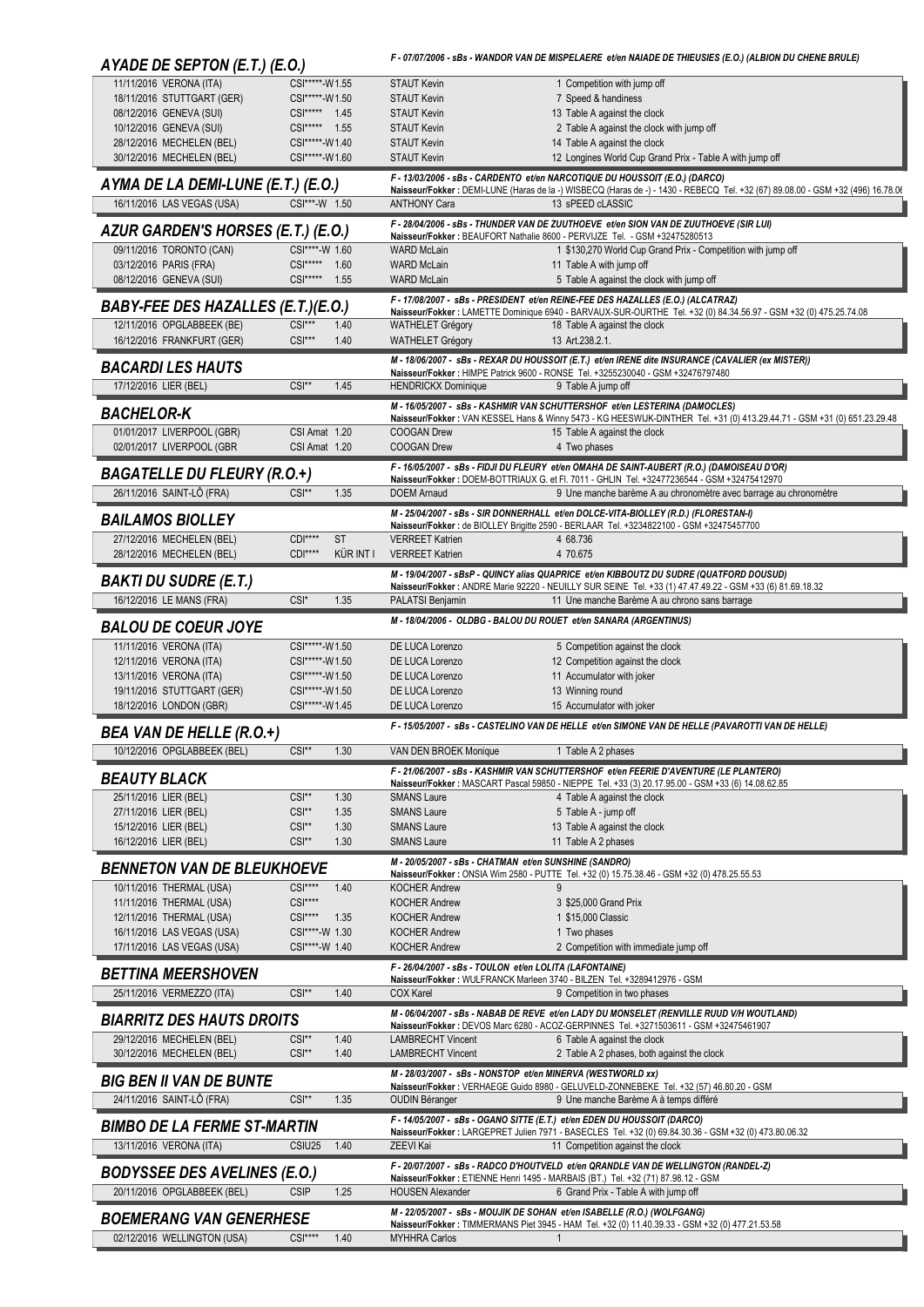### AYADE DE SEPTON (E.T.) (E.O.)

*F - 07/07/2006 - sBs - WANDOR VAN DE MISPELAERE et/en NAIADE DE THIEUSIES (E.O.) (ALBION DU CHENE BRULE)*

| | | | |
|---|---|---|---|
| 11/11/2016 VERONA (ITA) | CSI*****-W 1.55 | STAUT Kevin | 1 Competition with jump off |
| 18/11/2016 STUTTGART (GER) | CSI*****-W 1.50 | STAUT Kevin | 7 Speed & handiness |
| 08/12/2016 GENEVA (SUI) | CSI***** 1.45 | STAUT Kevin | 13 Table A against the clock |
| 10/12/2016 GENEVA (SUI) | CSI***** 1.55 | STAUT Kevin | 2 Table A against the clock with jump off |
| 28/12/2016 MECHELEN (BEL) | CSI*****-W 1.40 | STAUT Kevin | 14 Table A against the clock |
| 30/12/2016 MECHELEN (BEL) | CSI*****-W 1.60 | STAUT Kevin | 12 Longines World Cup Grand Prix - Table A with jump off |

### AYMA DE LA DEMI-LUNE (E.T.) (E.O.)

*F - 13/03/2006 - sBs - CARDENTO et/en NARCOTIQUE DU HOUSSOIT (E.O.) (DARCO)*
**Naisseur/Fokker :** DEMI-LUNE (Haras de la -) WISBECQ (Haras de -) - 1430 - REBECQ Tel. +32 (67) 89.08.00 - GSM +32 (496) 16.78.06

| | | | |
|---|---|---|---|
| 16/11/2016 LAS VEGAS (USA) | CSI***-W 1.50 | ANTHONY Cara | 13 sPEED cLASSIC |

### AZUR GARDEN'S HORSES (E.T.) (E.O.)

*F - 28/04/2006 - sBs - THUNDER VAN DE ZUUTHOEVE et/en SION VAN DE ZUUTHOEVE (SIR LUI)*
**Naisseur/Fokker :** BEAUFORT Nathalie 8600 - PERVIJZE Tel. - GSM +32475280513

| | | | |
|---|---|---|---|
| 09/11/2016 TORONTO (CAN) | CSI****-W 1.60 | WARD McLain | 1 $130,270 World Cup Grand Prix - Competition with jump off |
| 03/12/2016 PARIS (FRA) | CSI***** 1.60 | WARD McLain | 11 Table A with jump off |
| 08/12/2016 GENEVA (SUI) | CSI***** 1.55 | WARD McLain | 5 Table A against the clock with jump off |

### BABY-FEE DES HAZALLES (E.T.)(E.O.)

*F - 17/08/2007 - sBs - PRESIDENT et/en REINE-FEE DES HAZALLES (E.O.) (ALCATRAZ)*
**Naisseur/Fokker :** LAMETTE Dominique 6940 - BARVAUX-SUR-OURTHE Tel. +32 (0) 84.34.56.97 - GSM +32 (0) 475.25.74.08

| | | | |
|---|---|---|---|
| 12/11/2016 OPGLABBEEK (BE) | CSI*** 1.40 | WATHELET Grégory | 18 Table A against the clock |
| 16/12/2016 FRANKFURT (GER) | CSI*** 1.40 | WATHELET Grégory | 13 Art.238.2.1. |

### BACARDI LES HAUTS

*M - 18/06/2007 - sBs - REXAR DU HOUSSOIT (E.T.) et/en IRENE dite INSURANCE (CAVALIER (ex MISTER))*
**Naisseur/Fokker :** HIMPE Patrick 9600 - RONSE Tel. +3255230040 - GSM +32476797480

| | | | |
|---|---|---|---|
| 17/12/2016 LIER (BEL) | CSI** 1.45 | HENDRICKX Dominique | 9 Table A jump off |

### BACHELOR-K

*M - 16/05/2007 - sBs - KASHMIR VAN SCHUTTERSHOF et/en LESTERINA (DAMOCLES)*
**Naisseur/Fokker :** VAN KESSEL Hans & Winny 5473 - KG HEESWIJK-DINTHER Tel. +31 (0) 413.29.44.71 - GSM +31 (0) 651.23.29.48

| | | | |
|---|---|---|---|
| 01/01/2017 LIVERPOOL (GBR) | CSI Amat 1.20 | COOGAN Drew | 15 Table A against the clock |
| 02/01/2017 LIVERPOOL (GBR | CSI Amat 1.20 | COOGAN Drew | 4 Two phases |

### BAGATELLE DU FLEURY (R.O.+)

*F - 16/05/2007 - sBs - FIDJI DU FLEURY et/en OMAHA DE SAINT-AUBERT (R.O.) (DAMOISEAU D'OR)*
**Naisseur/Fokker :** DOEM-BOTTRIAUX G. et Fl. 7011 - GHLIN Tel. +32477236544 - GSM +32475412970

| | | | |
|---|---|---|---|
| 26/11/2016 SAINT-LÔ (FRA) | CSI** 1.35 | DOEM Arnaud | 9 Une manche barème A au chronomètre avec barrage au chronomètre |

### BAILAMOS BIOLLEY

*M - 25/04/2007 - sBs - SIR DONNERHALL et/en DOLCE-VITA-BIOLLEY (R.D.) (FLORESTAN-I)*
**Naisseur/Fokker :** de BIOLLEY Brigitte 2590 - BERLAAR Tel. +3234822100 - GSM +32475457700

| | | | |
|---|---|---|---|
| 27/12/2016 MECHELEN (BEL) | CDI**** ST | VERREET Katrien | 4 68.736 |
| 28/12/2016 MECHELEN (BEL) | CDI**** KÜR INT I | VERREET Katrien | 4 70.675 |

### BAKTI DU SUDRE (E.T.)

*M - 19/04/2007 - sBsP - QUINCY alias QUAPRICE et/en KIBBOUTZ DU SUDRE (QUATFORD DOUSUD)*
**Naisseur/Fokker :** ANDRE Marie 92220 - NEUILLY SUR SEINE Tel. +33 (1) 47.47.49.22 - GSM +33 (6) 81.69.18.32

| | | | |
|---|---|---|---|
| 16/12/2016 LE MANS (FRA) | CSI* 1.35 | PALATSI Benjamin | 11 Une manche Barème A au chrono sans barrage |

### BALOU DE COEUR JOYE

*M - 18/04/2006 - OLDBG - BALOU DU ROUET et/en SANARA (ARGENTINUS)*

| | | | |
|---|---|---|---|
| 11/11/2016 VERONA (ITA) | CSI*****-W 1.50 | DE LUCA Lorenzo | 5 Competition against the clock |
| 12/11/2016 VERONA (ITA) | CSI*****-W 1.50 | DE LUCA Lorenzo | 12 Competition against the clock |
| 13/11/2016 VERONA (ITA) | CSI*****-W 1.50 | DE LUCA Lorenzo | 11 Accumulator with joker |
| 19/11/2016 STUTTGART (GER) | CSI*****-W 1.50 | DE LUCA Lorenzo | 13 Winning round |
| 18/12/2016 LONDON (GBR) | CSI*****-W 1.45 | DE LUCA Lorenzo | 15 Accumulator with joker |

### BEA VAN DE HELLE (R.O.+)

*F - 15/05/2007 - sBs - CASTELINO VAN DE HELLE et/en SIMONE VAN DE HELLE (PAVAROTTI VAN DE HELLE)*

| | | | |
|---|---|---|---|
| 10/12/2016 OPGLABBEEK (BEL) | CSI** 1.30 | VAN DEN BROEK Monique | 1 Table A 2 phases |

### BEAUTY BLACK

*F - 21/06/2007 - sBs - KASHMIR VAN SCHUTTERSHOF et/en FEERIE D'AVENTURE (LE PLANTERO)*
**Naisseur/Fokker :** MASCART Pascal 59850 - NIEPPE Tel. +33 (3) 20.17.95.00 - GSM +33 (6) 14.08.62.85

| | | | |
|---|---|---|---|
| 25/11/2016 LIER (BEL) | CSI** 1.30 | SMANS Laure | 4 Table A against the clock |
| 27/11/2016 LIER (BEL) | CSI** 1.35 | SMANS Laure | 5 Table A - jump off |
| 15/12/2016 LIER (BEL) | CSI** 1.30 | SMANS Laure | 13 Table A against the clock |
| 16/12/2016 LIER (BEL) | CSI** 1.30 | SMANS Laure | 11 Table A 2 phases |

### BENNETON VAN DE BLEUKHOEVE

*M - 20/05/2007 - sBs - CHATMAN et/en SUNSHINE (SANDRO)*
**Naisseur/Fokker :** ONSIA Wim 2580 - PUTTE Tel. +32 (0) 15.75.38.46 - GSM +32 (0) 478.25.55.53

| | | | |
|---|---|---|---|
| 10/11/2016 THERMAL (USA) | CSI**** 1.40 | KOCHER Andrew | 9 |
| 11/11/2016 THERMAL (USA) | CSI**** | KOCHER Andrew | 3 $25,000 Grand Prix |
| 12/11/2016 THERMAL (USA) | CSI**** 1.35 | KOCHER Andrew | 1 $15,000 Classic |
| 16/11/2016 LAS VEGAS (USA) | CSI****-W 1.30 | KOCHER Andrew | 1 Two phases |
| 17/11/2016 LAS VEGAS (USA) | CSI****-W 1.40 | KOCHER Andrew | 2 Competition with immediate jump off |

### BETTINA MEERSHOVEN

*F - 26/04/2007 - sBs - TOULON et/en LOLITA (LAFONTAINE)*
**Naisseur/Fokker :** WULFRANCK Marleen 3740 - BILZEN Tel. +3289412976 - GSM

| | | | |
|---|---|---|---|
| 25/11/2016 VERMEZZO (ITA) | CSI** 1.40 | COX Karel | 9 Competition in two phases |

### BIARRITZ DES HAUTS DROITS

*M - 06/04/2007 - sBs - NABAB DE REVE et/en LADY DU MONSELET (RENVILLE RUUD V/H WOUTLAND)*
**Naisseur/Fokker :** DEVOS Marc 6280 - ACOZ-GERPINNES Tel. +3271503611 - GSM +32475461907

| | | | |
|---|---|---|---|
| 29/12/2016 MECHELEN (BEL) | CSI** 1.40 | LAMBRECHT Vincent | 6 Table A against the clock |
| 30/12/2016 MECHELEN (BEL) | CSI** 1.40 | LAMBRECHT Vincent | 2 Table A 2 phases, both against the clock |

### BIG BEN II VAN DE BUNTE

*M - 28/03/2007 - sBs - NONSTOP et/en MINERVA (WESTWORLD xx)*
**Naisseur/Fokker :** VERHAEGE Guido 8980 - GELUVELD-ZONNEBEKE Tel. +32 (57) 46.80.20 - GSM

| | | | |
|---|---|---|---|
| 24/11/2016 SAINT-LÔ (FRA) | CSI** 1.35 | OUDIN Béranger | 9 Une manche Barème A à temps différé |

### BIMBO DE LA FERME ST-MARTIN

*F - 14/05/2007 - sBs - OGANO SITTE (E.T.) et/en EDEN DU HOUSSOIT (DARCO)*
**Naisseur/Fokker :** LARGEPRET Julien 7971 - BASECLES Tel. +32 (0) 69.84.30.36 - GSM +32 (0) 473.80.06.32

| | | | |
|---|---|---|---|
| 13/11/2016 VERONA (ITA) | CSIU25 1.40 | ZEEVI Kai | 11 Competition against the clock |

### BODYSSEE DES AVELINES (E.O.)

*F - 20/07/2007 - sBs - RADCO D'HOUTVELD et/en QRANDLE VAN DE WELLINGTON (RANDEL-Z)*
**Naisseur/Fokker :** ETIENNE Henri 1495 - MARBAIS (BT.) Tel. +32 (71) 87.98.12 - GSM

| | | | |
|---|---|---|---|
| 20/11/2016 OPGLABBEEK (BEL) | CSIP 1.25 | HOUSEN Alexander | 6 Grand Prix - Table A with jump off |

### BOEMERANG VAN GENERHESE

*M - 22/05/2007 - sBs - MOUJIK DE SOHAN et/en ISABELLE (R.O.) (WOLFGANG)*
**Naisseur/Fokker :** TIMMERMANS Piet 3945 - HAM Tel. +32 (0) 11.40.39.33 - GSM +32 (0) 477.21.53.58

| | | | |
|---|---|---|---|
| 02/12/2016 WELLINGTON (USA) | CSI**** 1.40 | MYHHRA Carlos | 1 |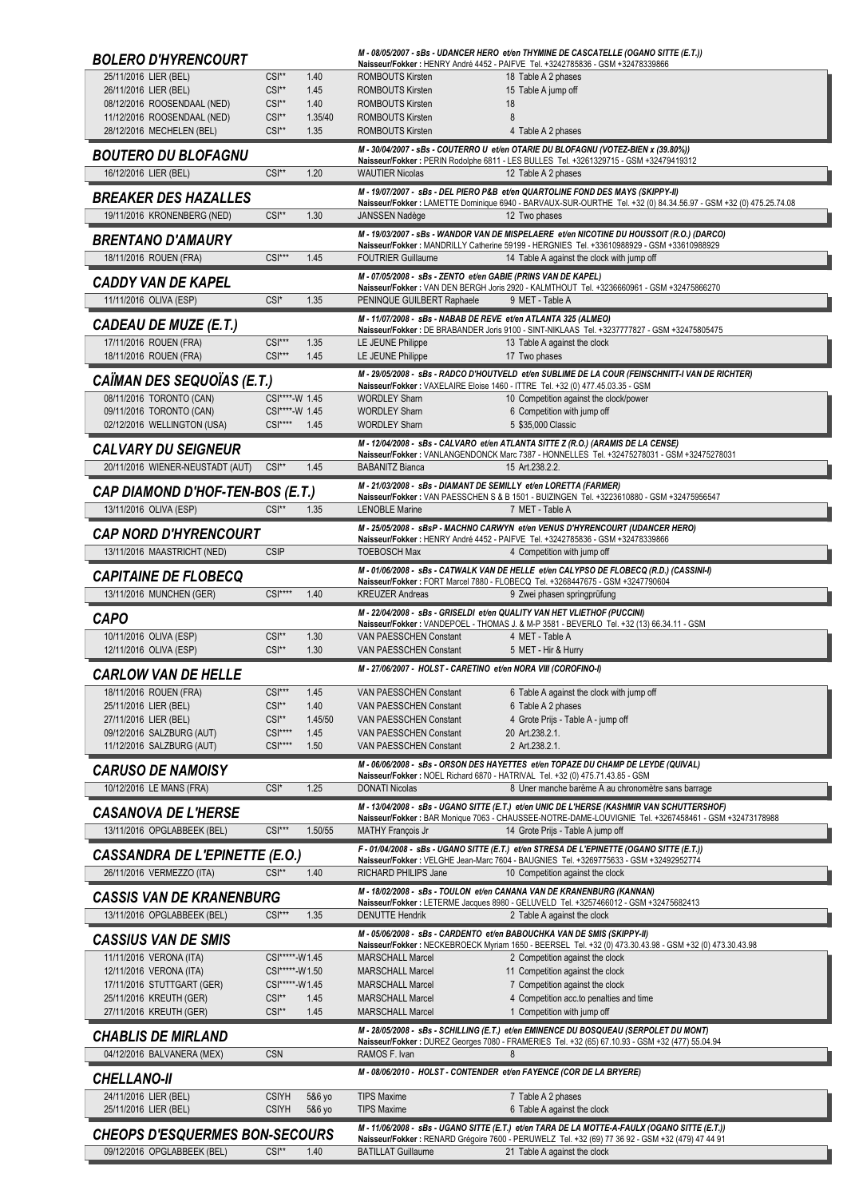## BOLERO D'HYRENCOURT

*M - 08/05/2007 - sBs - UDANCER HERO et/en THYMINE DE CASCATELLE (OGANO SITTE (E.T.))*
Naisseur/Fokker : HENRY André 4452 - PAIFVE Tel. +3242785836 - GSM +32478339866

| Date / Lieu | Niveau | Hauteur | Cavalier | Résultat |
|---|---|---|---|---|
| 25/11/2016 LIER (BEL) | CSI** | 1.40 | ROMBOUTS Kirsten | 18 Table A 2 phases |
| 26/11/2016 LIER (BEL) | CSI** | 1.45 | ROMBOUTS Kirsten | 15 Table A jump off |
| 08/12/2016 ROOSENDAAL (NED) | CSI** | 1.40 | ROMBOUTS Kirsten | 18 |
| 11/12/2016 ROOSENDAAL (NED) | CSI** | 1.35/40 | ROMBOUTS Kirsten | 8 |
| 28/12/2016 MECHELEN (BEL) | CSI** | 1.35 | ROMBOUTS Kirsten | 4 Table A 2 phases |

## BOUTERO DU BLOFAGNU

*M - 30/04/2007 - sBs - COUTERRO U et/en OTARIE DU BLOFAGNU (VOTEZ-BIEN x (39.80%))*
Naisseur/Fokker : PERIN Rodolphe 6811 - LES BULLES Tel. +3261329715 - GSM +32479419312

| Date / Lieu | Niveau | Hauteur | Cavalier | Résultat |
|---|---|---|---|---|
| 16/12/2016 LIER (BEL) | CSI** | 1.20 | WAUTIER Nicolas | 12 Table A 2 phases |

## BREAKER DES HAZALLES

*M - 19/07/2007 - sBs - DEL PIERO P&B et/en QUARTOLINE FOND DES MAYS (SKIPPY-II)*
Naisseur/Fokker : LAMETTE Dominique 6940 - BARVAUX-SUR-OURTHE Tel. +32 (0) 84.34.56.97 - GSM +32 (0) 475.25.74.08

| Date / Lieu | Niveau | Hauteur | Cavalier | Résultat |
|---|---|---|---|---|
| 19/11/2016 KRONENBERG (NED) | CSI** | 1.30 | JANSSEN Nadège | 12 Two phases |

## BRENTANO D'AMAURY

*M - 19/03/2007 - sBs - WANDOR VAN DE MISPELAERE et/en NICOTINE DU HOUSSOIT (R.O.) (DARCO)*
Naisseur/Fokker : MANDRILLY Catherine 59199 - HERGNIES Tel. +33610988929 - GSM +33610988929

| Date / Lieu | Niveau | Hauteur | Cavalier | Résultat |
|---|---|---|---|---|
| 18/11/2016 ROUEN (FRA) | CSI*** | 1.45 | FOUTRIER Guillaume | 14 Table A against the clock with jump off |

## CADDY VAN DE KAPEL

*M - 07/05/2008 - sBs - ZENTO et/en GABIE (PRINS VAN DE KAPEL)*
Naisseur/Fokker : VAN DEN BERGH Joris 2920 - KALMTHOUT Tel. +3236660961 - GSM +32475866270

| Date / Lieu | Niveau | Hauteur | Cavalier | Résultat |
|---|---|---|---|---|
| 11/11/2016 OLIVA (ESP) | CSI* | 1.35 | PENINQUE GUILBERT Raphaele | 9 MET - Table A |

## CADEAU DE MUZE (E.T.)

*M - 11/07/2008 - sBs - NABAB DE REVE et/en ATLANTA 325 (ALMEO)*
Naisseur/Fokker : DE BRABANDER Joris 9100 - SINT-NIKLAAS Tel. +3237777827 - GSM +32475805475

| Date / Lieu | Niveau | Hauteur | Cavalier | Résultat |
|---|---|---|---|---|
| 17/11/2016 ROUEN (FRA) | CSI*** | 1.35 | LE JEUNE Philippe | 13 Table A against the clock |
| 18/11/2016 ROUEN (FRA) | CSI*** | 1.45 | LE JEUNE Philippe | 17 Two phases |

## CAÏMAN DES SEQUOÏAS (E.T.)

*M - 29/05/2008 - sBs - RADCO D'HOUTVELD et/en SUBLIME DE LA COUR (FEINSCHNITT-I VAN DE RICHTER)*
Naisseur/Fokker : VAXELAIRE Eloise 1460 - ITTRE Tel. +32 (0) 477.45.03.35 - GSM

| Date / Lieu | Niveau | Hauteur | Cavalier | Résultat |
|---|---|---|---|---|
| 08/11/2016 TORONTO (CAN) | CSI****-W | 1.45 | WORDLEY Sharn | 10 Competition against the clock/power |
| 09/11/2016 TORONTO (CAN) | CSI****-W | 1.45 | WORDLEY Sharn | 6 Competition with jump off |
| 02/12/2016 WELLINGTON (USA) | CSI**** | 1.45 | WORDLEY Sharn | 5 $35,000 Classic |

## CALVARY DU SEIGNEUR

*M - 12/04/2008 - sBs - CALVARO et/en ATLANTA SITTE Z (R.O.) (ARAMIS DE LA CENSE)*
Naisseur/Fokker : VANLANGENDONCK Marc 7387 - HONNELLES Tel. +32475278031 - GSM +32475278031

| Date / Lieu | Niveau | Hauteur | Cavalier | Résultat |
|---|---|---|---|---|
| 20/11/2016 WIENER-NEUSTADT (AUT) | CSI** | 1.45 | BABANITZ Bianca | 15 Art.238.2.2. |

## CAP DIAMOND D'HOF-TEN-BOS (E.T.)

*M - 21/03/2008 - sBs - DIAMANT DE SEMILLY et/en LORETTA (FARMER)*
Naisseur/Fokker : VAN PAESSCHEN S & B 1501 - BUIZINGEN Tel. +3223610880 - GSM +32475956547

| Date / Lieu | Niveau | Hauteur | Cavalier | Résultat |
|---|---|---|---|---|
| 13/11/2016 OLIVA (ESP) | CSI** | 1.35 | LENOBLE Marine | 7 MET - Table A |

## CAP NORD D'HYRENCOURT

*M - 25/05/2008 - sBsP - MACHNO CARWYN et/en VENUS D'HYRENCOURT (UDANCER HERO)*
Naisseur/Fokker : HENRY André 4452 - PAIFVE Tel. +3242785836 - GSM +32478339866

| Date / Lieu | Niveau | Hauteur | Cavalier | Résultat |
|---|---|---|---|---|
| 13/11/2016 MAASTRICHT (NED) | CSIP | | TOEBOSCH Max | 4 Competition with jump off |

## CAPITAINE DE FLOBECQ

*M - 01/06/2008 - sBs - CATWALK VAN DE HELLE et/en CALYPSO DE FLOBECQ (R.D.) (CASSINI-I)*
Naisseur/Fokker : FORT Marcel 7880 - FLOBECQ Tel. +3268447675 - GSM +3247790604

| Date / Lieu | Niveau | Hauteur | Cavalier | Résultat |
|---|---|---|---|---|
| 13/11/2016 MUNCHEN (GER) | CSI**** | 1.40 | KREUZER Andreas | 9 Zwei phasen springprüfung |

## CAPO

*M - 22/04/2008 - sBs - GRISELDI et/en QUALITY VAN HET VLIETHOF (PUCCINI)*
Naisseur/Fokker : VANDEPOEL - THOMAS J. & M-P 3581 - BEVERLO Tel. +32 (13) 66.34.11 - GSM

| Date / Lieu | Niveau | Hauteur | Cavalier | Résultat |
|---|---|---|---|---|
| 10/11/2016 OLIVA (ESP) | CSI** | 1.30 | VAN PAESSCHEN Constant | 4 MET - Table A |
| 12/11/2016 OLIVA (ESP) | CSI** | 1.30 | VAN PAESSCHEN Constant | 5 MET - Hir & Hurry |

## CARLOW VAN DE HELLE

*M - 27/06/2007 - HOLST - CARETINO et/en NORA VIII (COROFINO-I)*

| Date / Lieu | Niveau | Hauteur | Cavalier | Résultat |
|---|---|---|---|---|
| 18/11/2016 ROUEN (FRA) | CSI*** | 1.45 | VAN PAESSCHEN Constant | 6 Table A against the clock with jump off |
| 25/11/2016 LIER (BEL) | CSI** | 1.40 | VAN PAESSCHEN Constant | 6 Table A 2 phases |
| 27/11/2016 LIER (BEL) | CSI** | 1.45/50 | VAN PAESSCHEN Constant | 4 Grote Prijs - Table A - jump off |
| 09/12/2016 SALZBURG (AUT) | CSI**** | 1.45 | VAN PAESSCHEN Constant | 20 Art.238.2.1. |
| 11/12/2016 SALZBURG (AUT) | CSI**** | 1.50 | VAN PAESSCHEN Constant | 2 Art.238.2.1. |

## CARUSO DE NAMOISY

*M - 06/06/2008 - sBs - ORSON DES HAYETTES et/en TOPAZE DU CHAMP DE LEYDE (QUIVAL)*
Naisseur/Fokker : NOEL Richard 6870 - HATRIVAL Tel. +32 (0) 475.71.43.85 - GSM

| Date / Lieu | Niveau | Hauteur | Cavalier | Résultat |
|---|---|---|---|---|
| 10/12/2016 LE MANS (FRA) | CSI* | 1.25 | DONATI Nicolas | 8 Uner manche barème A au chronomètre sans barrage |

## CASANOVA DE L'HERSE

*M - 13/04/2008 - sBs - UGANO SITTE (E.T.) et/en UNIC DE L'HERSE (KASHMIR VAN SCHUTTERSHOF)*
Naisseur/Fokker : BAR Monique 7063 - CHAUSSEE-NOTRE-DAME-LOUVIGNIE Tel. +3267458461 - GSM +32473178988

| Date / Lieu | Niveau | Hauteur | Cavalier | Résultat |
|---|---|---|---|---|
| 13/11/2016 OPGLABBEEK (BEL) | CSI*** | 1.50/55 | MATHY François Jr | 14 Grote Prijs - Table A jump off |

## CASSANDRA DE L'EPINETTE (E.O.)

*F - 01/04/2008 - sBs - UGANO SITTE (E.T.) et/en STRESA DE L'EPINETTE (OGANO SITTE (E.T.))*
Naisseur/Fokker : VELGHE Jean-Marc 7604 - BAUGNIES Tel. +3269775633 - GSM +32492952774

| Date / Lieu | Niveau | Hauteur | Cavalier | Résultat |
|---|---|---|---|---|
| 26/11/2016 VERMEZZO (ITA) | CSI** | 1.40 | RICHARD PHILIPS Jane | 10 Competition against the clock |

## CASSIS VAN DE KRANENBURG

*M - 18/02/2008 - sBs - TOULON et/en CANANA VAN DE KRANENBURG (KANNAN)*
Naisseur/Fokker : LETERME Jacques 8980 - GELUVELD Tel. +3257466012 - GSM +32475682413

| Date / Lieu | Niveau | Hauteur | Cavalier | Résultat |
|---|---|---|---|---|
| 13/11/2016 OPGLABBEEK (BEL) | CSI*** | 1.35 | DENUTTE Hendrik | 2 Table A against the clock |

## CASSIUS VAN DE SMIS

*M - 05/06/2008 - sBs - CARDENTO et/en BABOUCHKA VAN DE SMIS (SKIPPY-II)*
Naisseur/Fokker : NECKEBROECK Myriam 1650 - BEERSEL Tel. +32 (0) 473.30.43.98 - GSM +32 (0) 473.30.43.98

| Date / Lieu | Niveau | Hauteur | Cavalier | Résultat |
|---|---|---|---|---|
| 11/11/2016 VERONA (ITA) | CSI*****-W | 1.45 | MARSCHALL Marcel | 2 Competition against the clock |
| 12/11/2016 VERONA (ITA) | CSI*****-W | 1.50 | MARSCHALL Marcel | 11 Competition against the clock |
| 17/11/2016 STUTTGART (GER) | CSI*****-W | 1.45 | MARSCHALL Marcel | 7 Competition against the clock |
| 25/11/2016 KREUTH (GER) | CSI** | 1.45 | MARSCHALL Marcel | 4 Competition acc.to penalties and time |
| 27/11/2016 KREUTH (GER) | CSI** | 1.45 | MARSCHALL Marcel | 1 Competition with jump off |

## CHABLIS DE MIRLAND

*M - 28/05/2008 - sBs - SCHILLING (E.T.) et/en EMINENCE DU BOSQUEAU (SERPOLET DU MONT)*
Naisseur/Fokker : DUREZ Georges 7080 - FRAMERIES Tel. +32 (65) 67.10.93 - GSM +32 (477) 55.04.94

| Date / Lieu | Niveau | Hauteur | Cavalier | Résultat |
|---|---|---|---|---|
| 04/12/2016 BALVANERA (MEX) | CSN | | RAMOS F. Ivan | 8 |

## CHELLANO-II

*M - 08/06/2010 - HOLST - CONTENDER et/en FAYENCE (COR DE LA BRYERE)*

| Date / Lieu | Niveau | Hauteur | Cavalier | Résultat |
|---|---|---|---|---|
| 24/11/2016 LIER (BEL) | CSIYH | 5&6 yo | TIPS Maxime | 7 Table A 2 phases |
| 25/11/2016 LIER (BEL) | CSIYH | 5&6 yo | TIPS Maxime | 6 Table A against the clock |

## CHEOPS D'ESQUERMES BON-SECOURS

*M - 11/06/2008 - sBs - UGANO SITTE (E.T.) et/en TARA DE LA MOTTE-A-FAULX (OGANO SITTE (E.T.))*
Naisseur/Fokker : RENARD Grégoire 7600 - PERUWELZ Tel. +32 (69) 77 36 92 - GSM +32 (479) 47 44 91

| Date / Lieu | Niveau | Hauteur | Cavalier | Résultat |
|---|---|---|---|---|
| 09/12/2016 OPGLABBEEK (BEL) | CSI** | 1.40 | BATILLAT Guillaume | 21 Table A against the clock |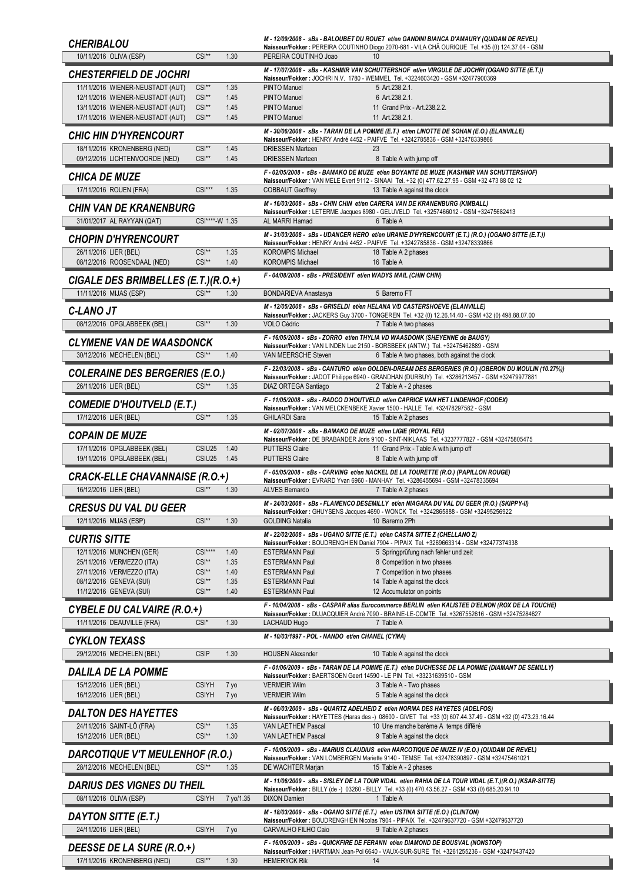### CHERIBALOU

*M - 12/09/2008 - sBs - BALOUBET DU ROUET et/en GANDINI BIANCA D'AMAURY (QUIDAM DE REVEL)*
**Naisseur/Fokker :** PEREIRA COUTINHO Diogo 2070-681 - VILA CHÃ OURIQUE Tel. +35 (0) 124.37.04 - GSM

| | | | | |
|---|---|---|---|---|
| 10/11/2016 OLIVA (ESP) | CSI** | 1.30 | PEREIRA COUTINHO Joao | 10 |

### CHESTERFIELD DE JOCHRI

*M - 17/07/2008 - sBs - KASHMIR VAN SCHUTTERSHOF et/en VIRGULE DE JOCHRI (OGANO SITTE (E.T.))*
**Naisseur/Fokker :** JOCHRI N.V. 1780 - WEMMEL Tel. +3224603420 - GSM +32477900369

| | | | | |
|---|---|---|---|---|
| 11/11/2016 WIENER-NEUSTADT (AUT) | CSI** | 1.35 | PINTO Manuel | 5 Art.238.2.1. |
| 12/11/2016 WIENER-NEUSTADT (AUT) | CSI** | 1.45 | PINTO Manuel | 6 Art.238.2.1. |
| 13/11/2016 WIENER-NEUSTADT (AUT) | CSI** | 1.45 | PINTO Manuel | 11 Grand Prix - Art.238.2.2. |
| 17/11/2016 WIENER-NEUSTADT (AUT) | CSI** | 1.45 | PINTO Manuel | 11 Art.238.2.1. |

### CHIC HIN D'HYRENCOURT

*M - 30/06/2008 - sBs - TARAN DE LA POMME (E.T.) et/en LINOTTE DE SOHAN (E.O.) (ELANVILLE)*
**Naisseur/Fokker :** HENRY André 4452 - PAIFVE Tel. +3242785836 - GSM +32478339866

| | | | | |
|---|---|---|---|---|
| 18/11/2016 KRONENBERG (NED) | CSI** | 1.45 | DRIESSEN Marteen | 23 |
| 09/12/2016 LICHTENVOORDE (NED) | CSI** | 1.45 | DRIESSEN Marteen | 8 Table A with jump off |

### CHICA DE MUZE

*F - 02/05/2008 - sBs - BAMAKO DE MUZE et/en BOYANTE DE MUZE (KASHMIR VAN SCHUTTERSHOF)*
**Naisseur/Fokker :** VAN MELE Evert 9112 - SINAAI Tel. +32 (0) 477.62.27.95 - GSM +32 473 88 02 12

| | | | | |
|---|---|---|---|---|
| 17/11/2016 ROUEN (FRA) | CSI*** | 1.35 | COBBAUT Geoffrey | 13 Table A against the clock |

### CHIN VAN DE KRANENBURG

*M - 16/03/2008 - sBs - CHIN CHIN et/en CARERA VAN DE KRANENBURG (KIMBALL)*
**Naisseur/Fokker :** LETERME Jacques 8980 - GELUVELD Tel. +3257466012 - GSM +32475682413

| | | | | |
|---|---|---|---|---|
| 31/01/2017 AL RAYYAN (QAT) | CSI****-W | 1.35 | AL MARRI Hamad | 6 Table A |

### CHOPIN D'HYRENCOURT

*M - 31/03/2008 - sBs - UDANCER HERO et/en URANIE D'HYRENCOURT (E.T.) (R.O.) (OGANO SITTE (E.T.))*
**Naisseur/Fokker :** HENRY André 4452 - PAIFVE Tel. +3242785836 - GSM +32478339866

| | | | | |
|---|---|---|---|---|
| 26/11/2016 LIER (BEL) | CSI** | 1.35 | KOROMPIS Michael | 18 Table A 2 phases |
| 08/12/2016 ROOSENDAAL (NED) | CSI** | 1.40 | KOROMPIS Michael | 16 Table A |

### CIGALE DES BRIMBELLES (E.T.)(R.O.+)

*F - 04/08/2008 - sBs - PRESIDENT et/en WADYS MAIL (CHIN CHIN)*

| | | | | |
|---|---|---|---|---|
| 11/11/2016 MIJAS (ESP) | CSI** | 1.30 | BONDARIEVA Anastasya | 5 Baremo FT |

### C-LANO JT

*M - 12/05/2008 - sBs - GRISELDI et/en HELANA V/D CASTERSHOEVE (ELANVILLE)*
**Naisseur/Fokker :** JACKERS Guy 3700 - TONGEREN Tel. +32 (0) 12.26.14.40 - GSM +32 (0) 498.88.07.00

| | | | | |
|---|---|---|---|---|
| 08/12/2016 OPGLABBEEK (BEL) | CSI** | 1.30 | VOLO Cédric | 7 Table A two phases |

### CLYMENE VAN DE WAASDONCK

*F - 16/05/2008 - sBs - ZORRO et/en THYLIA VD WAASDONK (SHEYENNE de BAUGY)*
**Naisseur/Fokker :** VAN LINDEN Luc 2150 - BORSBEEK (ANTW.) Tel. +32475462889 - GSM

| | | | | |
|---|---|---|---|---|
| 30/12/2016 MECHELEN (BEL) | CSI** | 1.40 | VAN MEERSCHE Steven | 6 Table A two phases, both against the clock |

### COLERAINE DES BERGERIES (E.O.)

*F - 22/03/2008 - sBs - CANTURO et/en GOLDEN-DREAM DES BERGERIES (R.O.) (OBERON DU MOULIN (10.27%))*
**Naisseur/Fokker :** JADOT Philippe 6940 - GRANDHAN (DURBUY) Tel. +3286213457 - GSM +32479977881

| | | | | |
|---|---|---|---|---|
| 26/11/2016 LIER (BEL) | CSI** | 1.35 | DIAZ ORTEGA Santiago | 2 Table A - 2 phases |

### COMEDIE D'HOUTVELD (E.T.)

*F - 11/05/2008 - sBs - RADCO D'HOUTVELD et/en CAPRICE VAN HET LINDENHOF (CODEX)*
**Naisseur/Fokker :** VAN MELCKENBEKE Xavier 1500 - HALLE Tel. +32478297582 - GSM

| | | | | |
|---|---|---|---|---|
| 17/12/2016 LIER (BEL) | CSI** | 1.35 | GHILARDI Sara | 15 Table A 2 phases |

### COPAIN DE MUZE

*M - 02/07/2008 - sBs - BAMAKO DE MUZE et/en LIGIE (ROYAL FEU)*
**Naisseur/Fokker :** DE BRABANDER Joris 9100 - SINT-NIKLAAS Tel. +3237777827 - GSM +32475805475

| | | | | |
|---|---|---|---|---|
| 17/11/2016 OPGLABBEEK (BEL) | CSIU25 | 1.40 | PUTTERS Claire | 11 Grand Prix - Table A with jump off |
| 19/11/2016 OPGLABBEEK (BEL) | CSIU25 | 1.45 | PUTTERS Claire | 8 Table A with jump off |

### CRACK-ELLE CHAVANNAISE (R.O.+)

*F - 05/05/2008 - sBs - CARVING et/en NACKEL DE LA TOURETTE (R.O.) (PAPILLON ROUGE)*
**Naisseur/Fokker :** EVRARD Yvan 6960 - MANHAY Tel. +3286455694 - GSM +32478335694

| | | | | |
|---|---|---|---|---|
| 16/12/2016 LIER (BEL) | CSI** | 1.30 | ALVES Bernardo | 7 Table A 2 phases |

### CRESUS DU VAL DU GEER

*M - 24/03/2008 - sBs - FLAMENCO DESEMILLY et/en NIAGARA DU VAL DU GEER (R.O.) (SKIPPY-II)*
**Naisseur/Fokker :** GHUYSENS Jacques 4690 - WONCK Tel. +3242865888 - GSM +32495256922

| | | | | |
|---|---|---|---|---|
| 12/11/2016 MIJAS (ESP) | CSI** | 1.30 | GOLDING Natalia | 10 Baremo 2Ph |

### CURTIS SITTE

*M - 22/02/2008 - sBs - UGANO SITTE (E.T.) et/en CASTA SITTE Z (CHELLANO Z)*
**Naisseur/Fokker :** BOUDRENGHIEN Daniel 7904 - PIPAIX Tel. +3269663314 - GSM +32477374338

| | | | | |
|---|---|---|---|---|
| 12/11/2016 MUNCHEN (GER) | CSI**** | 1.40 | ESTERMANN Paul | 5 Springprüfung nach fehler und zeit |
| 25/11/2016 VERMEZZO (ITA) | CSI** | 1.35 | ESTERMANN Paul | 8 Competition in two phases |
| 27/11/2016 VERMEZZO (ITA) | CSI** | 1.40 | ESTERMANN Paul | 7 Competition in two phases |
| 08/12/2016 GENEVA (SUI) | CSI** | 1.35 | ESTERMANN Paul | 14 Table A against the clock |
| 11/12/2016 GENEVA (SUI) | CSI** | 1.40 | ESTERMANN Paul | 12 Accumulator on points |

### CYBELE DU CALVAIRE (R.O.+)

*F - 10/04/2008 - sBs - CASPAR alias Eurocommerce BERLIN et/en KALISTEE D'ELNON (ROX DE LA TOUCHE)*
**Naisseur/Fokker :** DUJACQUIER André 7090 - BRAINE-LE-COMTE Tel. +3267552616 - GSM +32475284627

| | | | | |
|---|---|---|---|---|
| 11/11/2016 DEAUVILLE (FRA) | CSI* | 1.30 | LACHAUD Hugo | 7 Table A |

### CYKLON TEXASS

*M - 10/03/1997 - POL - NANDO et/en CHANEL (CYMA)*

| | | | | |
|---|---|---|---|---|
| 29/12/2016 MECHELEN (BEL) | CSIP | 1.30 | HOUSEN Alexander | 10 Table A against the clock |

### DALILA DE LA POMME

*F - 01/06/2009 - sBs - TARAN DE LA POMME (E.T.) et/en DUCHESSE DE LA POMME (DIAMANT DE SEMILLY)*
**Naisseur/Fokker :** BAERTSOEN Geert 14590 - LE PIN Tel. +33231639510 - GSM

| | | | | |
|---|---|---|---|---|
| 15/12/2016 LIER (BEL) | CSIYH | 7 yo | VERMEIR Wilm | 3 Table A - Two phases |
| 16/12/2016 LIER (BEL) | CSIYH | 7 yo | VERMEIR Wilm | 5 Table A against the clock |

### DALTON DES HAYETTES

*M - 06/03/2009 - sBs - QUARTZ ADELHEID Z et/en NORMA DES HAYETES (ADELFOS)*
**Naisseur/Fokker :** HAYETTES (Haras des -) 08600 - GIVET Tel. +33 (0) 607.44.37.49 - GSM +32 (0) 473.23.16.44

| | | | | |
|---|---|---|---|---|
| 24/11/2016 SAINT-LÔ (FRA) | CSI** | 1.35 | VAN LAETHEM Pascal | 10 Une manche barème A temps différé |
| 15/12/2016 LIER (BEL) | CSI** | 1.30 | VAN LAETHEM Pascal | 9 Table A against the clock |

### DARCOTIQUE V'T MEULENHOF (R.O.)

*F - 10/05/2009 - sBs - MARIUS CLAUDIUS et/en NARCOTIQUE DE MUZE IV (E.O.) (QUIDAM DE REVEL)*
**Naisseur/Fokker :** VAN LOMBERGEN Mariette 9140 - TEMSE Tel. +32478390897 - GSM +32475461021

| | | | | |
|---|---|---|---|---|
| 28/12/2016 MECHELEN (BEL) | CSI** | 1.35 | DE WACHTER Marjan | 15 Table A - 2 phases |

### DARIUS DES VIGNES DU THEIL

*M - 11/06/2009 - sBs - SISLEY DE LA TOUR VIDAL et/en RAHIA DE LA TOUR VIDAL (E.T.)(R.O.) (KSAR-SITTE)*
**Naisseur/Fokker :** BILLY (de -) 03260 - BILLY Tel. +33 (0) 470.43.56.27 - GSM +33 (0) 685.20.94.10

| | | | | |
|---|---|---|---|---|
| 08/11/2016 OLIVA (ESP) | CSIYH | 7 yo/1.35 | DIXON Damien | 1 Table A |

### DAYTON SITTE (E.T.)

*M - 18/03/2009 - sBs - OGANO SITTE (E.T.) et/en USTINA SITTE (E.O.) (CLINTON)*
**Naisseur/Fokker :** BOUDRENGHIEN Nicolas 7904 - PIPAIX Tel. +32479637720 - GSM +32479637720

| | | | | |
|---|---|---|---|---|
| 24/11/2016 LIER (BEL) | CSIYH | 7 yo | CARVALHO FILHO Caio | 9 Table A 2 phases |

### DEESSE DE LA SURE (R.O.+)

*F - 16/05/2009 - sBs - QUICKFIRE DE FERANN et/en DIAMOND DE BOUSVAL (NONSTOP)*
**Naisseur/Fokker :** HARTMAN Jean-Pol 6640 - VAUX-SUR-SURE Tel. +3261255236 - GSM +32475437420

| | | | | |
|---|---|---|---|---|
| 17/11/2016 KRONENBERG (NED) | CSI** | 1.30 | HEMERYCK Rik | 14 |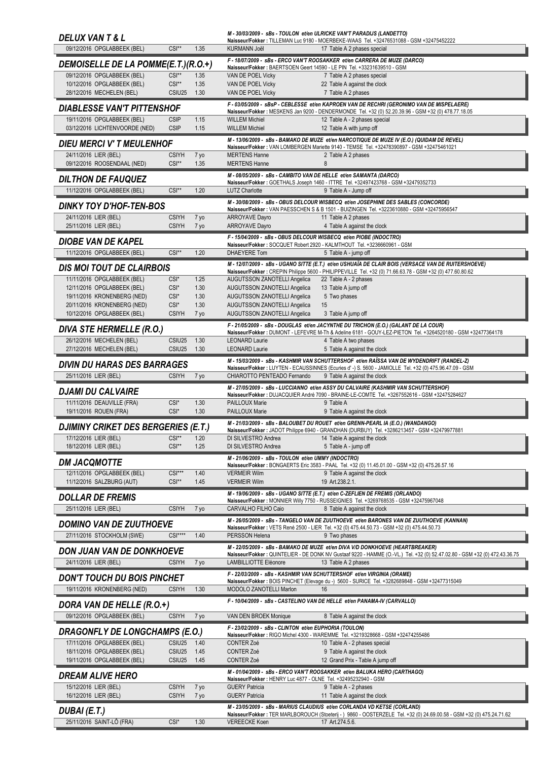### DELUX VAN T & L

*M - 30/03/2009 - sBs - TOULON et/en ULRICKE VAN'T PARADIJS (LANDETTO)*
**Naisseur/Fokker :** TILLEMAN Luc 9180 - MOERBEKE-WAAS Tel. +32476531088 - GSM +32475452222

| | | | | |
|---|---|---|---|---|
| 09/12/2016 OPGLABBEEK (BEL) | CSI** | 1.35 | KURMANN Joël | 17 Table A 2 phases special |

### DEMOISELLE DE LA POMME(E.T.)(R.O.+)

*F - 18/07/2009 - sBs - ERCO VAN'T ROOSAKKER et/en CARRERA DE MUZE (DARCO)*
**Naisseur/Fokker :** BAERTSOEN Geert 14590 - LE PIN Tel. +33231639510 - GSM

| | | | | |
|---|---|---|---|---|
| 09/12/2016 OPGLABBEEK (BEL) | CSI** | 1.35 | VAN DE POEL Vicky | 7 Table A 2 phases special |
| 10/12/2016 OPGLABBEEK (BEL) | CSI** | 1.35 | VAN DE POEL Vicky | 22 Table A against the clock |
| 28/12/2016 MECHELEN (BEL) | CSIU25 | 1.30 | VAN DE POEL Vicky | 7 Table A 2 phases |

### DIABLESSE VAN'T PITTENSHOF

*F - 03/05/2009 - sBsP - CEBLESSE et/en KAPROEN VAN DE RECHRI (GERONIMO VAN DE MISPELAERE)*
**Naisseur/Fokker :** MESKENS Jan 9200 - DENDERMONDE Tel. +32 (0) 52.20.39.96 - GSM +32 (0) 478.77.18.05

| | | | | |
|---|---|---|---|---|
| 19/11/2016 OPGLABBEEK (BEL) | CSIP | 1.15 | WILLEM Michiel | 12 Table A - 2 phases special |
| 03/12/2016 LICHTENVOORDE (NED) | CSIP | 1.15 | WILLEM Michiel | 12 Table A with jump off |

### DIEU MERCI V' T MEULENHOF

*M - 13/06/2009 - sBs - BAMAKO DE MUZE et/en NARCOTIQUE DE MUZE IV (E.O.) (QUIDAM DE REVEL)*
**Naisseur/Fokker :** VAN LOMBERGEN Mariette 9140 - TEMSE Tel. +32478390897 - GSM +32475461021

| | | | | |
|---|---|---|---|---|
| 24/11/2016 LIER (BEL) | CSIYH | 7 yo | MERTENS Hanne | 2 Table A 2 phases |
| 09/12/2016 ROOSENDAAL (NED) | CSI** | 1.35 | MERTENS Hanne | 8 |

### DILTHON DE FAUQUEZ

*M - 08/05/2009 - sBs - CAMBITO VAN DE HELLE et/en SAMANTA (DARCO)*
**Naisseur/Fokker :** GOETHALS Joseph 1460 - ITTRE Tel. +32497423768 - GSM +32479352733

| | | | | |
|---|---|---|---|---|
| 11/12/2016 OPGLABBEEK (BEL) | CSI** | 1.20 | LUTZ Charlotte | 9 Table A - Jump off |

### DINKY TOY D'HOF-TEN-BOS

*M - 30/08/2009 - sBs - OBUS DELCOUR WISBECQ et/en JOSEPHINE DES SABLES (CONCORDE)*
**Naisseur/Fokker :** VAN PAESSCHEN S & B 1501 - BUIZINGEN Tel. +3223610880 - GSM +32475956547

| | | | | |
|---|---|---|---|---|
| 24/11/2016 LIER (BEL) | CSIYH | 7 yo | ARROYAVE Dayro | 11 Table A 2 phases |
| 25/11/2016 LIER (BEL) | CSIYH | 7 yo | ARROYAVE Dayro | 4 Table A against the clock |

### DIOBE VAN DE KAPEL

*F - 15/04/2009 - sBs - OBUS DELCOUR WISBECQ et/en PIOBE (INDOCTRO)*
**Naisseur/Fokker :** SOCQUET Robert 2920 - KALMTHOUT Tel. +3236660961 - GSM

| | | | | |
|---|---|---|---|---|
| 11/12/2016 OPGLABBEEK (BEL) | CSI** | 1.20 | DHAEYERE Tom | 5 Table A - jump off |

### DIS MOI TOUT DE CLAIRBOIS

*M - 12/07/2009 - sBs - UGANO SITTE (E.T.) et/en USHUAÏA DE CLAIR BOIS (VERSACE VAN DE RUITERSHOEVE)*
**Naisseur/Fokker :** CREPIN Philippe 5600 - PHILIPPEVILLE Tel. +32 (0) 71.66.63.78 - GSM +32 (0) 477.60.80.62

| | | | | |
|---|---|---|---|---|
| 11/11/2016 OPGLABBEEK (BEL) | CSI* | 1.25 | AUGUTSSON ZANOTELLI Angelica | 22 Table A - 2 phases |
| 12/11/2016 OPGLABBEEK (BEL) | CSI* | 1.30 | AUGUTSSON ZANOTELLI Angelica | 13 Table A jump off |
| 19/11/2016 KRONENBERG (NED) | CSI* | 1.30 | AUGUTSSON ZANOTELLI Angelica | 5 Two phases |
| 20/11/2016 KRONENBERG (NED) | CSI* | 1.30 | AUGUTSSON ZANOTELLI Angelica | 15 |
| 10/12/2016 OPGLABBEEK (BEL) | CSIYH | 7 yo | AUGUTSSON ZANOTELLI Angelica | 3 Table A jump off |

### DIVA STE HERMELLE (R.O.)

*F - 21/05/2009 - sBs - DOUGLAS et/en JACYNTHE DU TRICHON (E.O.) (GALANT DE LA COUR)*
**Naisseur/Fokker :** DUMONT - LEFEVRE M-Th & Adeline 6181 - GOUY-LEZ-PIETON Tel. +3264520180 - GSM +32477364178

| | | | | |
|---|---|---|---|---|
| 26/12/2016 MECHELEN (BEL) | CSIU25 | 1.30 | LEONARD Laurie | 4 Table A two phases |
| 27/12/2016 MECHELEN (BEL) | CSIU25 | 1.30 | LEONARD Laurie | 5 Table A against the clock |

### DIVIN DU HARAS DES BARRAGES

*M - 15/03/2009 - sBs - KASHMIR VAN SCHUTTERSHOF et/en RAÏSSA VAN DE WYDENDRIFT (RANDEL-Z)*
**Naisseur/Fokker :** LUYTEN - ECAUSSINNES (Ecuries d' -) S. 5600 - JAMIOLLE Tel. +32 (0) 475.96.47.09 - GSM

| | | | | |
|---|---|---|---|---|
| 25/11/2016 LIER (BEL) | CSIYH | 7 yo | CHIAROTTO PENTEADO Fernando | 9 Table A against the clock |

### DJAMI DU CALVAIRE

*M - 27/05/2009 - sBs - LUCCIANNO et/en ASSY DU CALVAIRE (KASHMIR VAN SCHUTTERSHOF)*
**Naisseur/Fokker :** DUJACQUIER André 7090 - BRAINE-LE-COMTE Tel. +3267552616 - GSM +32475284627

| | | | | |
|---|---|---|---|---|
| 11/11/2016 DEAUVILLE (FRA) | CSI* | 1.30 | PAILLOUX Marie | 9 Table A |
| 19/11/2016 ROUEN (FRA) | CSI* | 1.30 | PAILLOUX Marie | 9 Table A against the clock |

### DJIMINY CRIKET DES BERGERIES (E.T.)

*M - 21/03/2009 - sBs - BALOUBET DU ROUET et/en GRENN-PEARL IA (E.O.) (WANDANGO)*
**Naisseur/Fokker :** JADOT Philippe 6940 - GRANDHAN (DURBUY) Tel. +3286213457 - GSM +32479977881

| | | | | |
|---|---|---|---|---|
| 17/12/2016 LIER (BEL) | CSI** | 1.20 | DI SILVESTRO Andrea | 14 Table A against the clock |
| 18/12/2016 LIER (BEL) | CSI** | 1.25 | DI SILVESTRO Andrea | 5 Table A - jump off |

### DM JACQMOTTE

*M - 21/06/2009 - sBs - TOULON et/en UMMY (INDOCTRO)*
**Naisseur/Fokker :** BONGAERTS Eric 3583 - PAAL Tel. +32 (0) 11.45.01.00 - GSM +32 (0) 475.26.57.16

| | | | | |
|---|---|---|---|---|
| 12/11/2016 OPGLABBEEK (BEL) | CSI*** | 1.40 | VERMEIR Wilm | 9 Table A against the clock |
| 11/12/2016 SALZBURG (AUT) | CSI** | 1.45 | VERMEIR Wilm | 19 Art.238.2.1. |

### DOLLAR DE FREMIS

*M - 19/06/2009 - sBs - UGANO SITTE (E.T.) et/en C-ZEFLIEN DE FREMIS (ORLANDO)*
**Naisseur/Fokker :** MONNIER Willy 7750 - RUSSEIGNIES Tel. +3269768535 - GSM +32475967048

| | | | | |
|---|---|---|---|---|
| 25/11/2016 LIER (BEL) | CSIYH | 7 yo | CARVALHO FILHO Caio | 8 Table A against the clock |

### DOMINO VAN DE ZUUTHOEVE

*M - 26/05/2009 - sBs - TANGELO VAN DE ZUUTHOEVE et/en BARONES VAN DE ZUUTHOEVE (KANNAN)*
**Naisseur/Fokker :** VETS René 2500 - LIER Tel. +32 (0) 475.44.50.73 - GSM +32 (0) 475.44.50.73

| | | | | |
|---|---|---|---|---|
| 27/11/2016 STOCKHOLM (SWE) | CSI**** | 1.40 | PERSSON Helena | 9 Two phases |

### DON JUAN VAN DE DONKHOEVE

*M - 22/05/2009 - sBs - BAMAKO DE MUZE et/en DIVA V/D DONKHOEVE (HEARTBREAKER)*
**Naisseur/Fokker :** QUINTELIER - DE DONK NV Gustaaf 9220 - HAMME (O.-VL.) Tel. +32 (0) 52.47.02.80 - GSM +32 (0) 472.43.36.75

| | | | | |
|---|---|---|---|---|
| 24/11/2016 LIER (BEL) | CSIYH | 7 yo | LAMBILLIOTTE Eléonore | 13 Table A 2 phases |

### DON'T TOUCH DU BOIS PINCHET

*F - 22/03/2009 - sBs - KASHMIR VAN SCHUTTERSHOF et/en VIRGINIA (ORAME)*
**Naisseur/Fokker :** BOIS PINCHET (Elevage du -) 5600 - SURICE Tel. +3282689848 - GSM +32477315049

| | | | | |
|---|---|---|---|---|
| 19/11/2016 KRONENBERG (NED) | CSIYH | 1.30 | MODOLO ZANOTELLI Marlon | 16 |

### DORA VAN DE HELLE (R.O.+)

*F - 10/04/2009 - sBs - CASTELINO VAN DE HELLE et/en PANAMA-IV (CARVALLO)*

| | | | | |
|---|---|---|---|---|
| 09/12/2016 OPGLABBEEK (BEL) | CSIYH | 7 yo | VAN DEN BROEK Monique | 8 Table A against the clock |

### DRAGONFLY DE LONGCHAMPS (E.O.)

*F - 23/02/2009 - sBs - CLINTON et/en EUPHORIA (TOULON)*
**Naisseur/Fokker :** RIGO Michel 4300 - WAREMME Tel. +3219328668 - GSM +32474255486

| | | | | |
|---|---|---|---|---|
| 17/11/2016 OPGLABBEEK (BEL) | CSIU25 | 1.40 | CONTER Zoé | 10 Table A - 2 phases special |
| 18/11/2016 OPGLABBEEK (BEL) | CSIU25 | 1.45 | CONTER Zoé | 9 Table A against the clock |
| 19/11/2016 OPGLABBEEK (BEL) | CSIU25 | 1.45 | CONTER Zoé | 12 Grand Prix - Table A jump off |

### DREAM ALIVE HERO

*M - 01/04/2009 - sBs - ERCO VAN'T ROOSAKKER et/en BALUKA HERO (CARTHAGO)*
**Naisseur/Fokker :** HENRY Luc 4877 - OLNE Tel. +32495232940 - GSM

| | | | | |
|---|---|---|---|---|
| 15/12/2016 LIER (BEL) | CSIYH | 7 yo | GUERY Patricia | 9 Table A - 2 phases |
| 16/12/2016 LIER (BEL) | CSIYH | 7 yo | GUERY Patricia | 11 Table A against the clock |

### DUBAI (E.T.)

*M - 23/05/2009 - sBs - MARIUS CLAUDIUS et/en CORLANDA VD KETSE (CORLAND)*
**Naisseur/Fokker :** TER MARLBOROUCH (Stoeterij - ) 9860 - OOSTERZELE Tel. +32 (0) 24.69.00.58 - GSM +32 (0) 475.24.71.62

| | | | | |
|---|---|---|---|---|
| 25/11/2016 SAINT-LÔ (FRA) | CSI* | 1.30 | VEREECKE Koen | 17 Art.274.5.6. |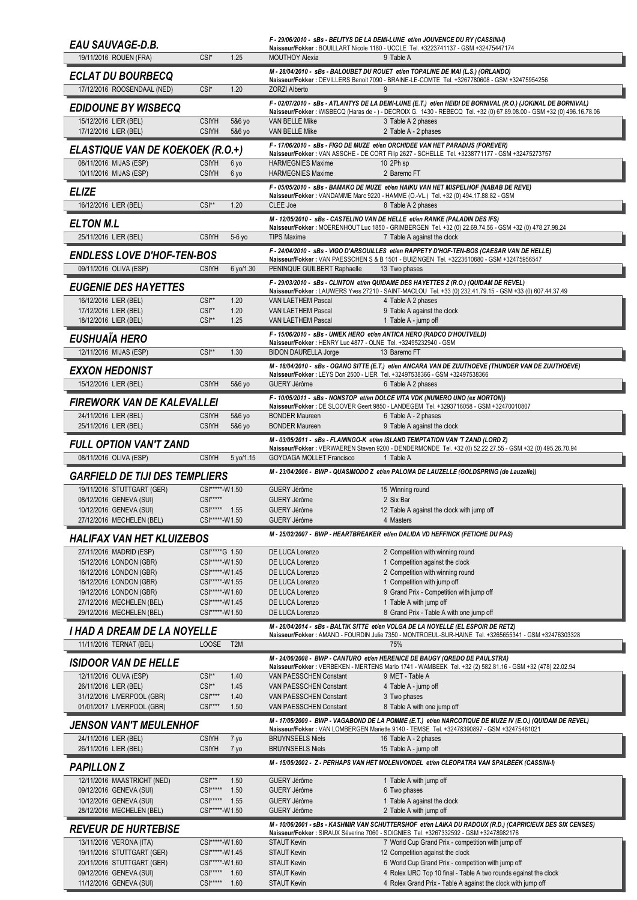## EAU SAUVAGE-D.B.

*F - 29/06/2010 - sBs - BELITYS DE LA DEMI-LUNE et/en JOUVENCE DU RY (CASSINI-I)*
**Naisseur/Fokker :** BOUILLART Nicole 1180 - UCCLE Tel. +3223741137 - GSM +32475447174

| | | | | |
|---|---|---|---|---|
| 19/11/2016 ROUEN (FRA) | CSI* | 1.25 | MOUTHOY Alexia | 9 Table A |

## ECLAT DU BOURBECQ

*M - 28/04/2010 - sBs - BALOUBET DU ROUET et/en TOPALINE DE MAI (L.S.) (ORLANDO)*
**Naisseur/Fokker :** DEVILLERS Benoit 7090 - BRAINE-LE-COMTE Tel. +3267780608 - GSM +32475954256

| | | | | |
|---|---|---|---|---|
| 17/12/2016 ROOSENDAAL (NED) | CSI* | 1.20 | ZORZI Alberto | 9 |

## EDIDOUNE BY WISBECQ

*F - 02/07/2010 - sBs - ATLANTYS DE LA DEMI-LUNE (E.T.) et/en HEIDI DE BORNIVAL (R.O.) (JOKINAL DE BORNIVAL)*
**Naisseur/Fokker :** WISBECQ (Haras de - ) - DECROIX G. 1430 - REBECQ Tel. +32 (0) 67.89.08.00 - GSM +32 (0) 496.16.78.06

| | | | | |
|---|---|---|---|---|
| 15/12/2016 LIER (BEL) | CSIYH | 5&6 yo | VAN BELLE Mike | 3 Table A 2 phases |
| 17/12/2016 LIER (BEL) | CSIYH | 5&6 yo | VAN BELLE Mike | 2 Table A - 2 phases |

## ELASTIQUE VAN DE KOEKOEK (R.O.+)

*F - 17/06/2010 - sBs - FIGO DE MUZE et/en ORCHIDEE VAN HET PARADIJS (FOREVER)*
**Naisseur/Fokker :** VAN ASSCHE - DE CORT Filip 2627 - SCHELLE Tel. +3238771177 - GSM +32475273757

| | | | | |
|---|---|---|---|---|
| 08/11/2016 MIJAS (ESP) | CSIYH | 6 yo | HARMEGNIES Maxime | 10 2Ph sp |
| 10/11/2016 MIJAS (ESP) | CSIYH | 6 yo | HARMEGNIES Maxime | 2 Baremo FT |

## ELIZE

*F - 05/05/2010 - sBs - BAMAKO DE MUZE et/en HAIKU VAN HET MISPELHOF (NABAB DE REVE)*
**Naisseur/Fokker :** VANDAMME Marc 9220 - HAMME (O.-VL.) Tel. +32 (0) 494.17.88.82 - GSM

| | | | | |
|---|---|---|---|---|
| 16/12/2016 LIER (BEL) | CSI** | 1.20 | CLEE Joe | 8 Table A 2 phases |

## ELTON M.L

*M - 12/05/2010 - sBs - CASTELINO VAN DE HELLE et/en RANKE (PALADIN DES IFS)*
**Naisseur/Fokker :** MOERENHOUT Luc 1850 - GRIMBERGEN Tel. +32 (0) 22.69.74.56 - GSM +32 (0) 478.27.98.24

| | | | | |
|---|---|---|---|---|
| 25/11/2016 LIER (BEL) | CSIYH | 5-6 yo | TIPS Maxime | 7 Table A against the clock |

## ENDLESS LOVE D'HOF-TEN-BOS

*F - 24/04/2010 - sBs - VIGO D'ARSOUILLES et/en RAPPETY D'HOF-TEN-BOS (CAESAR VAN DE HELLE)*
**Naisseur/Fokker :** VAN PAESSCHEN S & B 1501 - BUIZINGEN Tel. +3223610880 - GSM +32475956547

| | | | | |
|---|---|---|---|---|
| 09/11/2016 OLIVA (ESP) | CSIYH | 6 yo/1.30 | PENINQUE GUILBERT Raphaelle | 13 Two phases |

## EUGENIE DES HAYETTES

*F - 29/03/2010 - sBs - CLINTON et/en QUIDAME DES HAYETTES Z (R.O.) (QUIDAM DE REVEL)*
**Naisseur/Fokker :** LAUWERS Yves 27210 - SAINT-MACLOU Tel. +33 (0) 232.41.79.15 - GSM +33 (0) 607.44.37.49

| | | | | |
|---|---|---|---|---|
| 16/12/2016 LIER (BEL) | CSI** | 1.20 | VAN LAETHEM Pascal | 4 Table A 2 phases |
| 17/12/2016 LIER (BEL) | CSI** | 1.20 | VAN LAETHEM Pascal | 9 Table A against the clock |
| 18/12/2016 LIER (BEL) | CSI** | 1.25 | VAN LAETHEM Pascal | 1 Table A - jump off |

## EUSHUAÏA HERO

*F - 15/06/2010 - sBs - UNIEK HERO et/en ANTICA HERO (RADCO D'HOUTVELD)*
**Naisseur/Fokker :** HENRY Luc 4877 - OLNE Tel. +32495232940 - GSM

| | | | | |
|---|---|---|---|---|
| 12/11/2016 MIJAS (ESP) | CSI** | 1.30 | BIDON DAURELLA Jorge | 13 Baremo FT |

## EXXON HEDONIST

*M - 18/04/2010 - sBs - OGANO SITTE (E.T.) et/en ANCARA VAN DE ZUUTHOEVE (THUNDER VAN DE ZUUTHOEVE)*
**Naisseur/Fokker :** LEYS Don 2500 - LIER Tel. +32497538366 - GSM +32497538366

| | | | | |
|---|---|---|---|---|
| 15/12/2016 LIER (BEL) | CSIYH | 5&6 yo | GUERY Jérôme | 6 Table A 2 phases |

## FIREWORK VAN DE KALEVALLEI

*F - 10/05/2011 - sBs - NONSTOP et/en DOLCE VITA VDK (NUMERO UNO (ex NORTON))*
**Naisseur/Fokker :** DE SLOOVER Geert 9850 - LANDEGEM Tel. +3293716058 - GSM +32470010807

| | | | | |
|---|---|---|---|---|
| 24/11/2016 LIER (BEL) | CSIYH | 5&6 yo | BONDER Maureen | 6 Table A - 2 phases |
| 25/11/2016 LIER (BEL) | CSIYH | 5&6 yo | BONDER Maureen | 9 Table A against the clock |

## FULL OPTION VAN'T ZAND

*M - 03/05/2011 - sBs - FLAMINGO-K et/en ISLAND TEMPTATION VAN 'T ZAND (LORD Z)*
**Naisseur/Fokker :** VERWAEREN Steven 9200 - DENDERMONDE Tel. +32 (0) 52.22.27.55 - GSM +32 (0) 495.26.70.94

| | | | | |
|---|---|---|---|---|
| 08/11/2016 OLIVA (ESP) | CSIYH | 5 yo/1.15 | GOYOAGA MOLLET Francisco | 1 Table A |

## GARFIELD DE TIJI DES TEMPLIERS

*M - 23/04/2006 - BWP - QUASIMODO Z et/en PALOMA DE LAUZELLE (GOLDSPRING (de Lauzelle))*

| | | | | |
|---|---|---|---|---|
| 19/11/2016 STUTTGART (GER) | CSI*****-W | 1.50 | GUERY Jérôme | 15 Winning round |
| 08/12/2016 GENEVA (SUI) | CSI***** | | GUERY Jérôme | 2 Six Bar |
| 10/12/2016 GENEVA (SUI) | CSI***** | 1.55 | GUERY Jérôme | 12 Table A against the clock with jump off |
| 27/12/2016 MECHELEN (BEL) | CSI*****-W | 1.50 | GUERY Jérôme | 4 Masters |

## HALIFAX VAN HET KLUIZEBOS

*M - 25/02/2007 - BWP - HEARTBREAKER et/en DALIDA VD HEFFINCK (FETICHE DU PAS)*

| | | | | |
|---|---|---|---|---|
| 27/11/2016 MADRID (ESP) | CSI*****G | 1.50 | DE LUCA Lorenzo | 2 Competition with winning round |
| 15/12/2016 LONDON (GBR) | CSI*****-W | 1.50 | DE LUCA Lorenzo | 1 Competition against the clock |
| 16/12/2016 LONDON (GBR) | CSI*****-W | 1.45 | DE LUCA Lorenzo | 2 Competition with winning round |
| 18/12/2016 LONDON (GBR) | CSI*****-W | 1.55 | DE LUCA Lorenzo | 1 Competition with jump off |
| 19/12/2016 LONDON (GBR) | CSI*****-W | 1.60 | DE LUCA Lorenzo | 9 Grand Prix - Competition with jump off |
| 27/12/2016 MECHELEN (BEL) | CSI*****-W | 1.45 | DE LUCA Lorenzo | 1 Table A with jump off |
| 29/12/2016 MECHELEN (BEL) | CSI*****-W | 1.50 | DE LUCA Lorenzo | 8 Grand Prix - Table A with one jump off |

## I HAD A DREAM DE LA NOYELLE

*M - 26/04/2014 - sBs - BALTIK SITTE et/en VOLGA DE LA NOYELLE (EL ESPOIR DE RETZ)*
**Naisseur/Fokker :** AMAND - FOURDIN Julie 7350 - MONTROEUL-SUR-HAINE Tel. +3265655341 - GSM +32476303328

| | | | | |
|---|---|---|---|---|
| 11/11/2016 TERNAT (BEL) | LOOSE | T2M | | 75% |

## ISIDOOR VAN DE HELLE

*M - 24/06/2008 - BWP - CANTURO et/en HERENICE DE BAUGY (QREDO DE PAULSTRA)*
**Naisseur/Fokker :** VERBEKEN - MERTENS Mario 1741 - WAMBEEK Tel. +32 (2) 582.81.16 - GSM +32 (478) 22.02.94

| | | | | |
|---|---|---|---|---|
| 12/11/2016 OLIVA (ESP) | CSI** | 1.40 | VAN PAESSCHEN Constant | 9 MET - Table A |
| 26/11/2016 LIER (BEL) | CSI** | 1.45 | VAN PAESSCHEN Constant | 4 Table A - jump off |
| 31/12/2016 LIVERPOOL (GBR) | CSI**** | 1.40 | VAN PAESSCHEN Constant | 3 Two phases |
| 01/01/2017 LIVERPOOL (GBR) | CSI**** | 1.50 | VAN PAESSCHEN Constant | 8 Table A with one jump off |

## JENSON VAN'T MEULENHOF

*M - 17/05/2009 - BWP - VAGABOND DE LA POMME (E.T.) et/en NARCOTIQUE DE MUZE IV (E.O.) (QUIDAM DE REVEL)*
**Naisseur/Fokker :** VAN LOMBERGEN Mariette 9140 - TEMSE Tel. +32478390897 - GSM +32475461021

| | | | | |
|---|---|---|---|---|
| 24/11/2016 LIER (BEL) | CSIYH | 7 yo | BRUYNSEELS Niels | 16 Table A - 2 phases |
| 26/11/2016 LIER (BEL) | CSIYH | 7 yo | BRUYNSEELS Niels | 15 Table A - jump off |

## PAPILLON Z

*M - 15/05/2002 - Z - PERHAPS VAN HET MOLENVONDEL et/en CLEOPATRA VAN SPALBEEK (CASSINI-I)*

| | | | | |
|---|---|---|---|---|
| 12/11/2016 MAASTRICHT (NED) | CSI*** | 1.50 | GUERY Jérôme | 1 Table A with jump off |
| 09/12/2016 GENEVA (SUI) | CSI***** | 1.50 | GUERY Jérôme | 6 Two phases |
| 10/12/2016 GENEVA (SUI) | CSI***** | 1.55 | GUERY Jérôme | 1 Table A against the clock |
| 28/12/2016 MECHELEN (BEL) | CSI*****-W | 1.50 | GUERY Jérôme | 2 Table A with jump off |

## REVEUR DE HURTEBISE

*M - 10/06/2001 - sBs - KASHMIR VAN SCHUTTERSHOF et/en LAIKA DU RADOUX (R.D.) (CAPRICIEUX DES SIX CENSES)*
**Naisseur/Fokker :** SIRAUX Séverine 7060 - SOIGNIES Tel. +3267332592 - GSM +32478982176

| | | | | |
|---|---|---|---|---|
| 13/11/2016 VERONA (ITA) | CSI*****-W | 1.60 | STAUT Kevin | 7 World Cup Grand Prix - competition with jump off |
| 19/11/2016 STUTTGART (GER) | CSI*****-W | 1.45 | STAUT Kevin | 12 Competition against the clock |
| 20/11/2016 STUTTGART (GER) | CSI*****-W | 1.60 | STAUT Kevin | 6 World Cup Grand Prix - competition with jump off |
| 09/12/2016 GENEVA (SUI) | CSI***** | 1.60 | STAUT Kevin | 4 Rolex IJRC Top 10 final - Table A two rounds egainst the clock |
| 11/12/2016 GENEVA (SUI) | CSI***** | 1.60 | STAUT Kevin | 4 Rolex Grand Prix - Table A against the clock with jump off |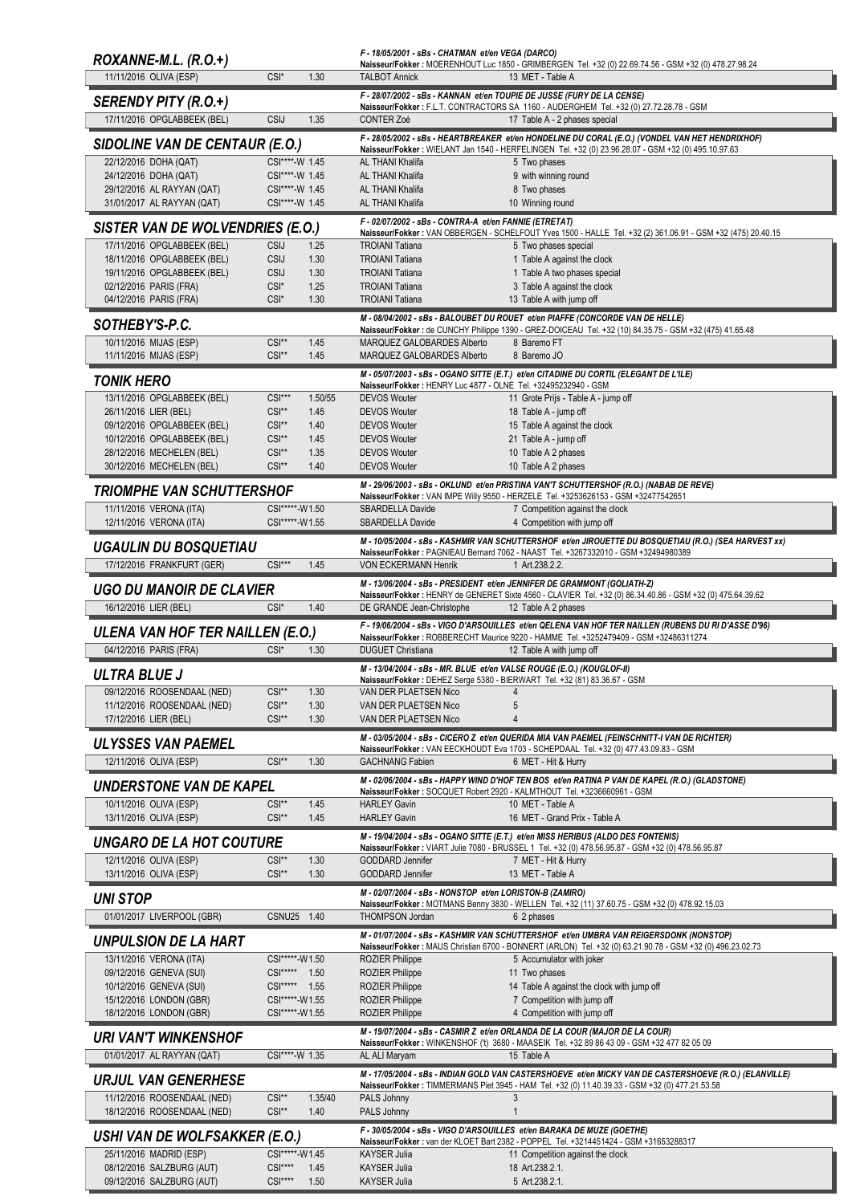## ROXANNE-M.L. (R.O.+)

*F - 18/05/2001 - sBs - CHATMAN et/en VEGA (DARCO)*
**Naisseur/Fokker :** MOERENHOUT Luc 1850 - GRIMBERGEN Tel. +32 (0) 22.69.74.56 - GSM +32 (0) 478.27.98.24

| Date / Place | Level | Height | Rider | Result |
|---|---|---|---|---|
| 11/11/2016 OLIVA (ESP) | CSI* | 1.30 | TALBOT Annick | 13 MET - Table A |

## SERENDY PITY (R.O.+)

*F - 28/07/2002 - sBs - KANNAN et/en TOUPIE DE JUSSE (FURY DE LA CENSE)*
**Naisseur/Fokker :** F.L.T. CONTRACTORS SA 1160 - AUDERGHEM Tel. +32 (0) 27.72.28.78 - GSM

| Date / Place | Level | Height | Rider | Result |
|---|---|---|---|---|
| 17/11/2016 OPGLABBEEK (BEL) | CSIJ | 1.35 | CONTER Zoé | 17 Table A - 2 phases special |

## SIDOLINE VAN DE CENTAUR (E.O.)

*F - 28/05/2002 - sBs - HEARTBREAKER et/en HONDELINE DU CORAL (E.O.) (VONDEL VAN HET HENDRIXHOF)*
**Naisseur/Fokker :** WIELANT Jan 1540 - HERFELINGEN Tel. +32 (0) 23.96.28.07 - GSM +32 (0) 495.10.97.63

| Date / Place | Level | Height | Rider | Result |
|---|---|---|---|---|
| 22/12/2016 DOHA (QAT) | CSI****-W | 1.45 | AL THANI Khalifa | 5 Two phases |
| 24/12/2016 DOHA (QAT) | CSI****-W | 1.45 | AL THANI Khalifa | 9 with winning round |
| 29/12/2016 AL RAYYAN (QAT) | CSI****-W | 1.45 | AL THANI Khalifa | 8 Two phases |
| 31/01/2017 AL RAYYAN (QAT) | CSI****-W | 1.45 | AL THANI Khalifa | 10 Winning round |

## SISTER VAN DE WOLVENDRIES (E.O.)

*F - 02/07/2002 - sBs - CONTRA-A et/en FANNIE (ETRETAT)*
**Naisseur/Fokker :** VAN OBBERGEN - SCHELFOUT Yves 1500 - HALLE Tel. +32 (2) 361.06.91 - GSM +32 (475) 20.40.15

| Date / Place | Level | Height | Rider | Result |
|---|---|---|---|---|
| 17/11/2016 OPGLABBEEK (BEL) | CSIJ | 1.25 | TROIANI Tatiana | 5 Two phases special |
| 18/11/2016 OPGLABBEEK (BEL) | CSIJ | 1.30 | TROIANI Tatiana | 1 Table A against the clock |
| 19/11/2016 OPGLABBEEK (BEL) | CSIJ | 1.30 | TROIANI Tatiana | 1 Table A two phases special |
| 02/12/2016 PARIS (FRA) | CSI* | 1.25 | TROIANI Tatiana | 3 Table A against the clock |
| 04/12/2016 PARIS (FRA) | CSI* | 1.30 | TROIANI Tatiana | 13 Table A with jump off |

## SOTHEBY'S-P.C.

*M - 08/04/2002 - sBs - BALOUBET DU ROUET et/en PIAFFE (CONCORDE VAN DE HELLE)*
**Naisseur/Fokker :** de CUNCHY Philippe 1390 - GREZ-DOICEAU Tel. +32 (10) 84.35.75 - GSM +32 (475) 41.65.48

| Date / Place | Level | Height | Rider | Result |
|---|---|---|---|---|
| 10/11/2016 MIJAS (ESP) | CSI** | 1.45 | MARQUEZ GALOBARDES Alberto | 8 Baremo FT |
| 11/11/2016 MIJAS (ESP) | CSI** | 1.45 | MARQUEZ GALOBARDES Alberto | 8 Baremo JO |

## TONIK HERO

*M - 05/07/2003 - sBs - OGANO SITTE (E.T.) et/en CITADINE DU CORTIL (ELEGANT DE L'ILE)*
**Naisseur/Fokker :** HENRY Luc 4877 - OLNE Tel. +32495232940 - GSM

| Date / Place | Level | Height | Rider | Result |
|---|---|---|---|---|
| 13/11/2016 OPGLABBEEK (BEL) | CSI*** | 1.50/55 | DEVOS Wouter | 11 Grote Prijs - Table A - jump off |
| 26/11/2016 LIER (BEL) | CSI** | 1.45 | DEVOS Wouter | 18 Table A - jump off |
| 09/12/2016 OPGLABBEEK (BEL) | CSI** | 1.40 | DEVOS Wouter | 15 Table A against the clock |
| 10/12/2016 OPGLABBEEK (BEL) | CSI** | 1.45 | DEVOS Wouter | 21 Table A - jump off |
| 28/12/2016 MECHELEN (BEL) | CSI** | 1.35 | DEVOS Wouter | 10 Table A 2 phases |
| 30/12/2016 MECHELEN (BEL) | CSI** | 1.40 | DEVOS Wouter | 10 Table A 2 phases |

## TRIOMPHE VAN SCHUTTERSHOF

*M - 29/06/2003 - sBs - OKLUND et/en PRISTINA VAN'T SCHUTTERSHOF (R.O.) (NABAB DE REVE)*
**Naisseur/Fokker :** VAN IMPE Willy 9550 - HERZELE Tel. +3253626153 - GSM +32477542651

| Date / Place | Level | Height | Rider | Result |
|---|---|---|---|---|
| 11/11/2016 VERONA (ITA) | CSI*****-W | 1.50 | SBARDELLA Davide | 7 Competition against the clock |
| 12/11/2016 VERONA (ITA) | CSI*****-W | 1.55 | SBARDELLA Davide | 4 Competition with jump off |

## UGAULIN DU BOSQUETIAU

*M - 10/05/2004 - sBs - KASHMIR VAN SCHUTTERSHOF et/en JIROUETTE DU BOSQUETIAU (R.O.) (SEA HARVEST xx)*
**Naisseur/Fokker :** PAGNIEAU Bernard 7062 - NAAST Tel. +3267332010 - GSM +32494980389

| Date / Place | Level | Height | Rider | Result |
|---|---|---|---|---|
| 17/12/2016 FRANKFURT (GER) | CSI*** | 1.45 | VON ECKERMANN Henrik | 1 Art.238.2.2. |

## UGO DU MANOIR DE CLAVIER

*M - 13/06/2004 - sBs - PRESIDENT et/en JENNIFER DE GRAMMONT (GOLIATH-Z)*
**Naisseur/Fokker :** HENRY de GENERET Sixte 4560 - CLAVIER Tel. +32 (0) 86.34.40.86 - GSM +32 (0) 475.64.39.62

| Date / Place | Level | Height | Rider | Result |
|---|---|---|---|---|
| 16/12/2016 LIER (BEL) | CSI* | 1.40 | DE GRANDE Jean-Christophe | 12 Table A 2 phases |

## ULENA VAN HOF TER NAILLEN (E.O.)

*F - 19/06/2004 - sBs - VIGO D'ARSOUILLES et/en QELENA VAN HOF TER NAILLEN (RUBENS DU RI D'ASSE D'96)*
**Naisseur/Fokker :** ROBBERECHT Maurice 9220 - HAMME Tel. +3252479409 - GSM +32486311274

| Date / Place | Level | Height | Rider | Result |
|---|---|---|---|---|
| 04/12/2016 PARIS (FRA) | CSI* | 1.30 | DUGUET Christiana | 12 Table A with jump off |

## ULTRA BLUE J

*M - 13/04/2004 - sBs - MR. BLUE et/en VALSE ROUGE (E.O.) (KOUGLOF-II)*
**Naisseur/Fokker :** DEHEZ Serge 5380 - BIERWART Tel. +32 (81) 83.36.67 - GSM

| Date / Place | Level | Height | Rider | Result |
|---|---|---|---|---|
| 09/12/2016 ROOSENDAAL (NED) | CSI** | 1.30 | VAN DER PLAETSEN Nico | 4 |
| 11/12/2016 ROOSENDAAL (NED) | CSI** | 1.30 | VAN DER PLAETSEN Nico | 5 |
| 17/12/2016 LIER (BEL) | CSI** | 1.30 | VAN DER PLAETSEN Nico | 4 |

## ULYSSES VAN PAEMEL

*M - 03/05/2004 - sBs - CICERO Z et/en QUERIDA MIA VAN PAEMEL (FEINSCHNITT-I VAN DE RICHTER)*
**Naisseur/Fokker :** VAN EECKHOUDT Eva 1703 - SCHEPDAAL Tel. +32 (0) 477.43.09.83 - GSM

| Date / Place | Level | Height | Rider | Result |
|---|---|---|---|---|
| 12/11/2016 OLIVA (ESP) | CSI** | 1.30 | GACHNANG Fabien | 6 MET - Hit & Hurry |

## UNDERSTONE VAN DE KAPEL

*M - 02/06/2004 - sBs - HAPPY WIND D'HOF TEN BOS et/en RATINA P VAN DE KAPEL (R.O.) (GLADSTONE)*
**Naisseur/Fokker :** SOCQUET Robert 2920 - KALMTHOUT Tel. +3236660961 - GSM

| Date / Place | Level | Height | Rider | Result |
|---|---|---|---|---|
| 10/11/2016 OLIVA (ESP) | CSI** | 1.45 | HARLEY Gavin | 10 MET - Table A |
| 13/11/2016 OLIVA (ESP) | CSI** | 1.45 | HARLEY Gavin | 16 MET - Grand Prix - Table A |

## UNGARO DE LA HOT COUTURE

*M - 19/04/2004 - sBs - OGANO SITTE (E.T.) et/en MISS HERIBUS (ALDO DES FONTENIS)*
**Naisseur/Fokker :** VIART Julie 7080 - BRUSSEL 1 Tel. +32 (0) 478.56.95.87 - GSM +32 (0) 478.56.95.87

| Date / Place | Level | Height | Rider | Result |
|---|---|---|---|---|
| 12/11/2016 OLIVA (ESP) | CSI** | 1.30 | GODDARD Jennifer | 7 MET - Hit & Hurry |
| 13/11/2016 OLIVA (ESP) | CSI** | 1.30 | GODDARD Jennifer | 13 MET - Table A |

## UNI STOP

*M - 02/07/2004 - sBs - NONSTOP et/en LORISTON-B (ZAMIRO)*
**Naisseur/Fokker :** MOTMANS Benny 3830 - WELLEN Tel. +32 (11) 37.60.75 - GSM +32 (0) 478.92.15.03

| Date / Place | Level | Height | Rider | Result |
|---|---|---|---|---|
| 01/01/2017 LIVERPOOL (GBR) | CSNU25 | 1.40 | THOMPSON Jordan | 6 2 phases |

## UNPULSION DE LA HART

*M - 01/07/2004 - sBs - KASHMIR VAN SCHUTTERSHOF et/en UMBRA VAN REIGERSDONK (NONSTOP)*
**Naisseur/Fokker :** MAUS Christian 6700 - BONNERT (ARLON) Tel. +32 (0) 63.21.90.78 - GSM +32 (0) 496.23.02.73

| Date / Place | Level | Height | Rider | Result |
|---|---|---|---|---|
| 13/11/2016 VERONA (ITA) | CSI*****-W | 1.50 | ROZIER Philippe | 5 Accumulator with joker |
| 09/12/2016 GENEVA (SUI) | CSI***** | 1.50 | ROZIER Philippe | 11 Two phases |
| 10/12/2016 GENEVA (SUI) | CSI***** | 1.55 | ROZIER Philippe | 14 Table A against the clock with jump off |
| 15/12/2016 LONDON (GBR) | CSI*****-W | 1.55 | ROZIER Philippe | 7 Competition with jump off |
| 18/12/2016 LONDON (GBR) | CSI*****-W | 1.55 | ROZIER Philippe | 4 Competition with jump off |

## URI VAN'T WINKENSHOF

*M - 19/07/2004 - sBs - CASMIR Z et/en ORLANDA DE LA COUR (MAJOR DE LA COUR)*
**Naisseur/Fokker :** WINKENSHOF ('t) 3680 - MAASEIK Tel. +32 89 86 43 09 - GSM +32 477 82 05 09

| Date / Place | Level | Height | Rider | Result |
|---|---|---|---|---|
| 01/01/2017 AL RAYYAN (QAT) | CSI****-W | 1.35 | AL ALI Maryam | 15 Table A |

## URJUL VAN GENERHESE

*M - 17/05/2004 - sBs - INDIAN GOLD VAN CASTERSHOEVE et/en MICKY VAN DE CASTERSHOEVE (R.O.) (ELANVILLE)*
**Naisseur/Fokker :** TIMMERMANS Piet 3945 - HAM Tel. +32 (0) 11.40.39.33 - GSM +32 (0) 477.21.53.58

| Date / Place | Level | Height | Rider | Result |
|---|---|---|---|---|
| 11/12/2016 ROOSENDAAL (NED) | CSI** | 1.35/40 | PALS Johnny | 3 |
| 18/12/2016 ROOSENDAAL (NED) | CSI** | 1.40 | PALS Johnny | 1 |

## USHI VAN DE WOLFSAKKER (E.O.)

*F - 30/05/2004 - sBs - VIGO D'ARSOUILLES et/en BARAKA DE MUZE (GOETHE)*
**Naisseur/Fokker :** van der KLOET Bart 2382 - POPPEL Tel. +3214451424 - GSM +31653288317

| Date / Place | Level | Height | Rider | Result |
|---|---|---|---|---|
| 25/11/2016 MADRID (ESP) | CSI*****-W | 1.45 | KAYSER Julia | 11 Competition against the clock |
| 08/12/2016 SALZBURG (AUT) | CSI**** | 1.45 | KAYSER Julia | 18 Art.238.2.1. |
| 09/12/2016 SALZBURG (AUT) | CSI**** | 1.50 | KAYSER Julia | 5 Art.238.2.1. |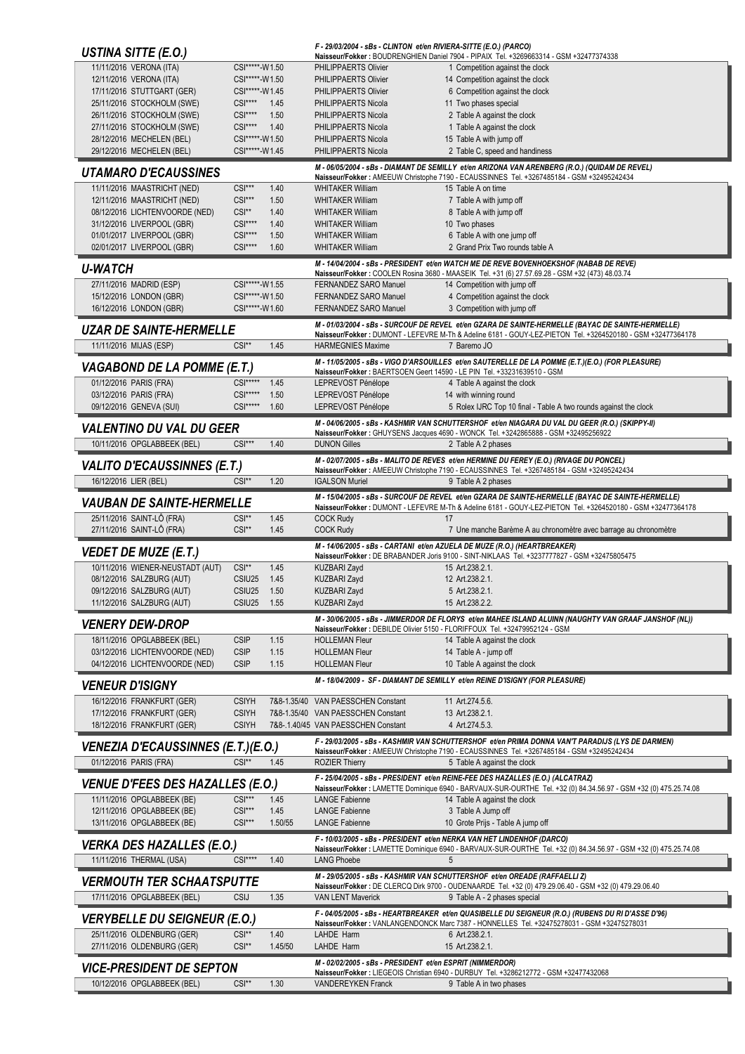## USTINA SITTE (E.O.)

*F - 29/03/2004 - sBs - CLINTON et/en RIVIERA-SITTE (E.O.) (PARCO)*
**Naisseur/Fokker :** BOUDRENGHIEN Daniel 7904 - PIPAIX Tel. +3269663314 - GSM +32477374338

| Date | Place | Event | Height | Rider | Result |
|---|---|---|---|---|---|
| 11/11/2016 | VERONA (ITA) | CSI*****-W | 1.50 | PHILIPPAERTS Olivier | 1 Competition against the clock |
| 12/11/2016 | VERONA (ITA) | CSI*****-W | 1.50 | PHILIPPAERTS Olivier | 14 Competition against the clock |
| 17/11/2016 | STUTTGART (GER) | CSI*****-W | 1.45 | PHILIPPAERTS Olivier | 6 Competition against the clock |
| 25/11/2016 | STOCKHOLM (SWE) | CSI**** | 1.45 | PHILIPPAERTS Nicola | 11 Two phases special |
| 26/11/2016 | STOCKHOLM (SWE) | CSI**** | 1.50 | PHILIPPAERTS Nicola | 2 Table A against the clock |
| 27/11/2016 | STOCKHOLM (SWE) | CSI**** | 1.40 | PHILIPPAERTS Nicola | 1 Table A against the clock |
| 28/12/2016 | MECHELEN (BEL) | CSI*****-W | 1.50 | PHILIPPAERTS Nicola | 15 Table A with jump off |
| 29/12/2016 | MECHELEN (BEL) | CSI*****-W | 1.45 | PHILIPPAERTS Nicola | 2 Table C, speed and handiness |

## UTAMARO D'ECAUSSINES

*M - 06/05/2004 - sBs - DIAMANT DE SEMILLY et/en ARIZONA VAN ARENBERG (R.O.) (QUIDAM DE REVEL)*
**Naisseur/Fokker :** AMEEUW Christophe 7190 - ECAUSSINNES Tel. +3267485184 - GSM +32495242434

| Date | Place | Event | Height | Rider | Result |
|---|---|---|---|---|---|
| 11/11/2016 | MAASTRICHT (NED) | CSI*** | 1.40 | WHITAKER William | 15 Table A on time |
| 12/11/2016 | MAASTRICHT (NED) | CSI*** | 1.50 | WHITAKER William | 7 Table A with jump off |
| 08/12/2016 | LICHTENVOORDE (NED) | CSI** | 1.40 | WHITAKER William | 8 Table A with jump off |
| 31/12/2016 | LIVERPOOL (GBR) | CSI**** | 1.40 | WHITAKER William | 10 Two phases |
| 01/01/2017 | LIVERPOOL (GBR) | CSI**** | 1.50 | WHITAKER William | 6 Table A with one jump off |
| 02/01/2017 | LIVERPOOL (GBR) | CSI**** | 1.60 | WHITAKER William | 2 Grand Prix Two rounds table A |

## U-WATCH

*M - 14/04/2004 - sBs - PRESIDENT et/en WATCH ME DE REVE BOVENHOEKSHOF (NABAB DE REVE)*
**Naisseur/Fokker :** COOLEN Rosina 3680 - MAASEIK Tel. +31 (6) 27.57.69.28 - GSM +32 (473) 48.03.74

| Date | Place | Event | Height | Rider | Result |
|---|---|---|---|---|---|
| 27/11/2016 | MADRID (ESP) | CSI*****-W | 1.55 | FERNANDEZ SARO Manuel | 14 Competition with jump off |
| 15/12/2016 | LONDON (GBR) | CSI*****-W | 1.50 | FERNANDEZ SARO Manuel | 4 Competition against the clock |
| 16/12/2016 | LONDON (GBR) | CSI*****-W | 1.60 | FERNANDEZ SARO Manuel | 3 Competition with jump off |

## UZAR DE SAINTE-HERMELLE

*M - 01/03/2004 - sBs - SURCOUF DE REVEL et/en GZARA DE SAINTE-HERMELLE (BAYAC DE SAINTE-HERMELLE)*
**Naisseur/Fokker :** DUMONT - LEFEVRE M-Th & Adeline 6181 - GOUY-LEZ-PIETON Tel. +3264520180 - GSM +32477364178

| Date | Place | Event | Height | Rider | Result |
|---|---|---|---|---|---|
| 11/11/2016 | MIJAS (ESP) | CSI** | 1.45 | HARMEGNIES Maxime | 7 Baremo JO |

## VAGABOND DE LA POMME (E.T.)

*M - 11/05/2005 - sBs - VIGO D'ARSOUILLES et/en SAUTERELLE DE LA POMME (E.T.)(E.O.) (FOR PLEASURE)*
**Naisseur/Fokker :** BAERTSOEN Geert 14590 - LE PIN Tel. +33231639510 - GSM

| Date | Place | Event | Height | Rider | Result |
|---|---|---|---|---|---|
| 01/12/2016 | PARIS (FRA) | CSI***** | 1.45 | LEPREVOST Pénélope | 4 Table A against the clock |
| 03/12/2016 | PARIS (FRA) | CSI***** | 1.50 | LEPREVOST Pénélope | 14 with winning round |
| 09/12/2016 | GENEVA (SUI) | CSI***** | 1.60 | LEPREVOST Pénélope | 5 Rolex IJRC Top 10 final - Table A two rounds against the clock |

## VALENTINO DU VAL DU GEER

*M - 04/06/2005 - sBs - KASHMIR VAN SCHUTTERSHOF et/en NIAGARA DU VAL DU GEER (R.O.) (SKIPPY-II)*
**Naisseur/Fokker :** GHUYSENS Jacques 4690 - WONCK Tel. +3242865888 - GSM +32495256922

| Date | Place | Event | Height | Rider | Result |
|---|---|---|---|---|---|
| 10/11/2016 | OPGLABBEEK (BEL) | CSI*** | 1.40 | DUNON Gilles | 2 Table A 2 phases |

## VALITO D'ECAUSSINNES (E.T.)

*M - 02/07/2005 - sBs - MALITO DE REVES et/en HERMINE DU FEREY (E.O.) (RIVAGE DU PONCEL)*
**Naisseur/Fokker :** AMEEUW Christophe 7190 - ECAUSSINNES Tel. +3267485184 - GSM +32495242434

| Date | Place | Event | Height | Rider | Result |
|---|---|---|---|---|---|
| 16/12/2016 | LIER (BEL) | CSI** | 1.20 | IGALSON Muriel | 9 Table A 2 phases |

## VAUBAN DE SAINTE-HERMELLE

*M - 15/04/2005 - sBs - SURCOUF DE REVEL et/en GZARA DE SAINTE-HERMELLE (BAYAC DE SAINTE-HERMELLE)*
**Naisseur/Fokker :** DUMONT - LEFEVRE M-Th & Adeline 6181 - GOUY-LEZ-PIETON Tel. +3264520180 - GSM +32477364178

| Date | Place | Event | Height | Rider | Result |
|---|---|---|---|---|---|
| 25/11/2016 | SAINT-LÔ (FRA) | CSI** | 1.45 | COCK Rudy | 17 |
| 27/11/2016 | SAINT-LÔ (FRA) | CSI** | 1.45 | COCK Rudy | 7 Une manche Barème A au chronomètre avec barrage au chronomètre |

## VEDET DE MUZE (E.T.)

*M - 14/06/2005 - sBs - CARTANI et/en AZUELA DE MUZE (R.O.) (HEARTBREAKER)*
**Naisseur/Fokker :** DE BRABANDER Joris 9100 - SINT-NIKLAAS Tel. +3237777827 - GSM +32475805475

| Date | Place | Event | Height | Rider | Result |
|---|---|---|---|---|---|
| 10/11/2016 | WIENER-NEUSTADT (AUT) | CSI** | 1.45 | KUZBARI Zayd | 15 Art.238.2.1. |
| 08/12/2016 | SALZBURG (AUT) | CSIU25 | 1.45 | KUZBARI Zayd | 12 Art.238.2.1. |
| 09/12/2016 | SALZBURG (AUT) | CSIU25 | 1.50 | KUZBARI Zayd | 5 Art.238.2.1. |
| 11/12/2016 | SALZBURG (AUT) | CSIU25 | 1.55 | KUZBARI Zayd | 15 Art.238.2.2. |

## VENERY DEW-DROP

*M - 30/06/2005 - sBs - JIMMERDOR DE FLORYS et/en MAHEE ISLAND ALUINN (NAUGHTY VAN GRAAF JANSHOF (NL))*
**Naisseur/Fokker :** DEBILDE Olivier 5150 - FLORIFFOUX Tel. +32479952124 - GSM

| Date | Place | Event | Height | Rider | Result |
|---|---|---|---|---|---|
| 18/11/2016 | OPGLABBEEK (BEL) | CSIP | 1.15 | HOLLEMAN Fleur | 14 Table against the clock |
| 03/12/2016 | LICHTENVOORDE (NED) | CSIP | 1.15 | HOLLEMAN Fleur | 14 Table A - jump off |
| 04/12/2016 | LICHTENVOORDE (NED) | CSIP | 1.15 | HOLLEMAN Fleur | 10 Table A against the clock |

## VENEUR D'ISIGNY

*M - 18/04/2009 - SF - DIAMANT DE SEMILLY et/en REINE D'ISIGNY (FOR PLEASURE)*

| Date | Place | Event | Height | Rider | Result |
|---|---|---|---|---|---|
| 16/12/2016 | FRANKFURT (GER) | CSIYH | 7&8-1.35/40 | VAN PAESSCHEN Constant | 11 Art.274.5.6. |
| 17/12/2016 | FRANKFURT (GER) | CSIYH | 7&8-1.35/40 | VAN PAESSCHEN Constant | 13 Art.238.2.1. |
| 18/12/2016 | FRANKFURT (GER) | CSIYH | 7&8-.1.40/45 | VAN PAESSCHEN Constant | 4 Art.274.5.3. |

## VENEZIA D'ECAUSSINNES (E.T.)(E.O.)

*F - 29/03/2005 - sBs - KASHMIR VAN SCHUTTERSHOF et/en PRIMA DONNA VAN'T PARADIJS (LYS DE DARMEN)*
**Naisseur/Fokker :** AMEEUW Christophe 7190 - ECAUSSINNES Tel. +3267485184 - GSM +32495242434

| Date | Place | Event | Height | Rider | Result |
|---|---|---|---|---|---|
| 01/12/2016 | PARIS (FRA) | CSI** | 1.45 | ROZIER Thierry | 5 Table A against the clock |

## VENUE D'FEES DES HAZALLES (E.O.)

*F - 25/04/2005 - sBs - PRESIDENT et/en REINE-FEE DES HAZALLES (E.O.) (ALCATRAZ)*
**Naisseur/Fokker :** LAMETTE Dominique 6940 - BARVAUX-SUR-OURTHE Tel. +32 (0) 84.34.56.97 - GSM +32 (0) 475.25.74.08

| Date | Place | Event | Height | Rider | Result |
|---|---|---|---|---|---|
| 11/11/2016 | OPGLABBEEK (BE) | CSI*** | 1.45 | LANGE Fabienne | 14 Table A against the clock |
| 12/11/2016 | OPGLABBEEK (BE) | CSI*** | 1.45 | LANGE Fabienne | 3 Table A Jump off |
| 13/11/2016 | OPGLABBEEK (BE) | CSI*** | 1.50/55 | LANGE Fabienne | 10 Grote Prijs - Table A jump off |

## VERKA DES HAZALLES (E.O.)

*F - 10/03/2005 - sBs - PRESIDENT et/en NERKA VAN HET LINDENHOF (DARCO)*
**Naisseur/Fokker :** LAMETTE Dominique 6940 - BARVAUX-SUR-OURTHE Tel. +32 (0) 84.34.56.97 - GSM +32 (0) 475.25.74.08

| Date | Place | Event | Height | Rider | Result |
|---|---|---|---|---|---|
| 11/11/2016 | THERMAL (USA) | CSI**** | 1.40 | LANG Phoebe | 5 |

## VERMOUTH TER SCHAATSPUTTE

*M - 29/05/2005 - sBs - KASHMIR VAN SCHUTTERSHOF et/en OREADE (RAFFAELLI Z)*
**Naisseur/Fokker :** DE CLERCQ Dirk 9700 - OUDENAARDE Tel. +32 (0) 479.29.06.40 - GSM +32 (0) 479.29.06.40

| Date | Place | Event | Height | Rider | Result |
|---|---|---|---|---|---|
| 17/11/2016 | OPGLABBEEK (BEL) | CSIJ | 1.35 | VAN LENT Maverick | 9 Table A - 2 phases special |

## VERYBELLE DU SEIGNEUR (E.O.)

*F - 04/05/2005 - sBs - HEARTBREAKER et/en QUASIBELLE DU SEIGNEUR (R.O.) (RUBENS DU RI D'ASSE D'96)*
**Naisseur/Fokker :** VANLANGENDONCK Marc 7387 - HONNELLES Tel. +32475278031 - GSM +32475278031

| Date | Place | Event | Height | Rider | Result |
|---|---|---|---|---|---|
| 25/11/2016 | OLDENBURG (GER) | CSI** | 1.40 | LAHDE Harm | 6 Art.238.2.1. |
| 27/11/2016 | OLDENBURG (GER) | CSI** | 1.45/50 | LAHDE Harm | 15 Art.238.2.1. |

## VICE-PRESIDENT DE SEPTON

*M - 02/02/2005 - sBs - PRESIDENT et/en ESPRIT (NIMMERDOR)*
**Naisseur/Fokker :** LIEGEOIS Christian 6940 - DURBUY Tel. +3286212772 - GSM +32477432068

| Date | Place | Event | Height | Rider | Result |
|---|---|---|---|---|---|
| 10/12/2016 | OPGLABBEEK (BEL) | CSI** | 1.30 | VANDEREYKEN Franck | 9 Table A in two phases |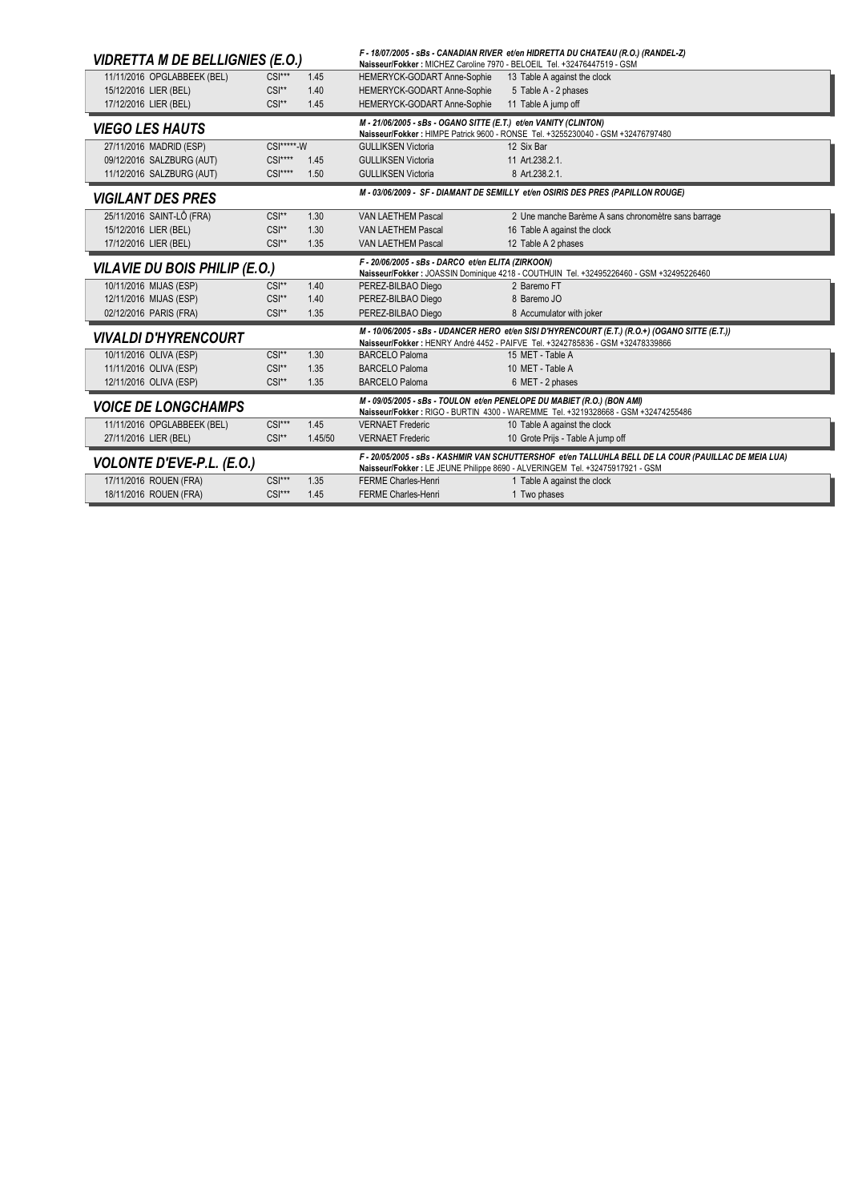## VIDRETTA M DE BELLIGNIES (E.O.)

*F - 18/07/2005 - sBs - CANADIAN RIVER et/en HIDRETTA DU CHATEAU (R.O.) (RANDEL-Z)*
**Naisseur/Fokker :** MICHEZ Caroline 7970 - BELOEIL Tel. +32476447519 - GSM

| | | | | |
|---|---|---|---|---|
| 11/11/2016 OPGLABBEEK (BEL) | CSI*** | 1.45 | HEMERYCK-GODART Anne-Sophie | 13 Table A against the clock |
| 15/12/2016 LIER (BEL) | CSI** | 1.40 | HEMERYCK-GODART Anne-Sophie | 5 Table A - 2 phases |
| 17/12/2016 LIER (BEL) | CSI** | 1.45 | HEMERYCK-GODART Anne-Sophie | 11 Table A jump off |

## VIEGO LES HAUTS

*M - 21/06/2005 - sBs - OGANO SITTE (E.T.) et/en VANITY (CLINTON)*
**Naisseur/Fokker :** HIMPE Patrick 9600 - RONSE Tel. +3255230040 - GSM +32476797480

| | | | | |
|---|---|---|---|---|
| 27/11/2016 MADRID (ESP) | CSI*****-W | | GULLIKSEN Victoria | 12 Six Bar |
| 09/12/2016 SALZBURG (AUT) | CSI**** | 1.45 | GULLIKSEN Victoria | 11 Art.238.2.1. |
| 11/12/2016 SALZBURG (AUT) | CSI**** | 1.50 | GULLIKSEN Victoria | 8 Art.238.2.1. |

## VIGILANT DES PRES

*M - 03/06/2009 - SF - DIAMANT DE SEMILLY et/en OSIRIS DES PRES (PAPILLON ROUGE)*

| | | | | |
|---|---|---|---|---|
| 25/11/2016 SAINT-LÔ (FRA) | CSI** | 1.30 | VAN LAETHEM Pascal | 2 Une manche Barème A sans chronomètre sans barrage |
| 15/12/2016 LIER (BEL) | CSI** | 1.30 | VAN LAETHEM Pascal | 16 Table A against the clock |
| 17/12/2016 LIER (BEL) | CSI** | 1.35 | VAN LAETHEM Pascal | 12 Table A 2 phases |

## VILAVIE DU BOIS PHILIP (E.O.)

*F - 20/06/2005 - sBs - DARCO et/en ELITA (ZIRKOON)*
**Naisseur/Fokker :** JOASSIN Dominique 4218 - COUTHUIN Tel. +32495226460 - GSM +32495226460

| | | | | |
|---|---|---|---|---|
| 10/11/2016 MIJAS (ESP) | CSI** | 1.40 | PEREZ-BILBAO Diego | 2 Baremo FT |
| 12/11/2016 MIJAS (ESP) | CSI** | 1.40 | PEREZ-BILBAO Diego | 8 Baremo JO |
| 02/12/2016 PARIS (FRA) | CSI** | 1.35 | PEREZ-BILBAO Diego | 8 Accumulator with joker |

## VIVALDI D'HYRENCOURT

*M - 10/06/2005 - sBs - UDANCER HERO et/en SISI D'HYRENCOURT (E.T.) (R.O.+) (OGANO SITTE (E.T.))*
**Naisseur/Fokker :** HENRY André 4452 - PAIFVE Tel. +3242785836 - GSM +32478339866

| | | | | |
|---|---|---|---|---|
| 10/11/2016 OLIVA (ESP) | CSI** | 1.30 | BARCELO Paloma | 15 MET - Table A |
| 11/11/2016 OLIVA (ESP) | CSI** | 1.35 | BARCELO Paloma | 10 MET - Table A |
| 12/11/2016 OLIVA (ESP) | CSI** | 1.35 | BARCELO Paloma | 6 MET - 2 phases |

## VOICE DE LONGCHAMPS

*M - 09/05/2005 - sBs - TOULON et/en PENELOPE DU MABIET (R.O.) (BON AMI)*
**Naisseur/Fokker :** RIGO - BURTIN 4300 - WAREMME Tel. +3219328668 - GSM +32474255486

| | | | | |
|---|---|---|---|---|
| 11/11/2016 OPGLABBEEK (BEL) | CSI*** | 1.45 | VERNAET Frederic | 10 Table A against the clock |
| 27/11/2016 LIER (BEL) | CSI** | 1.45/50 | VERNAET Frederic | 10 Grote Prijs - Table A jump off |

## VOLONTE D'EVE-P.L. (E.O.)

*F - 20/05/2005 - sBs - KASHMIR VAN SCHUTTERSHOF et/en TALLUHLA BELL DE LA COUR (PAUILLAC DE MEIA LUA)*
**Naisseur/Fokker :** LE JEUNE Philippe 8690 - ALVERINGEM Tel. +32475917921 - GSM

| | | | | |
|---|---|---|---|---|
| 17/11/2016 ROUEN (FRA) | CSI*** | 1.35 | FERME Charles-Henri | 1 Table A against the clock |
| 18/11/2016 ROUEN (FRA) | CSI*** | 1.45 | FERME Charles-Henri | 1 Two phases |